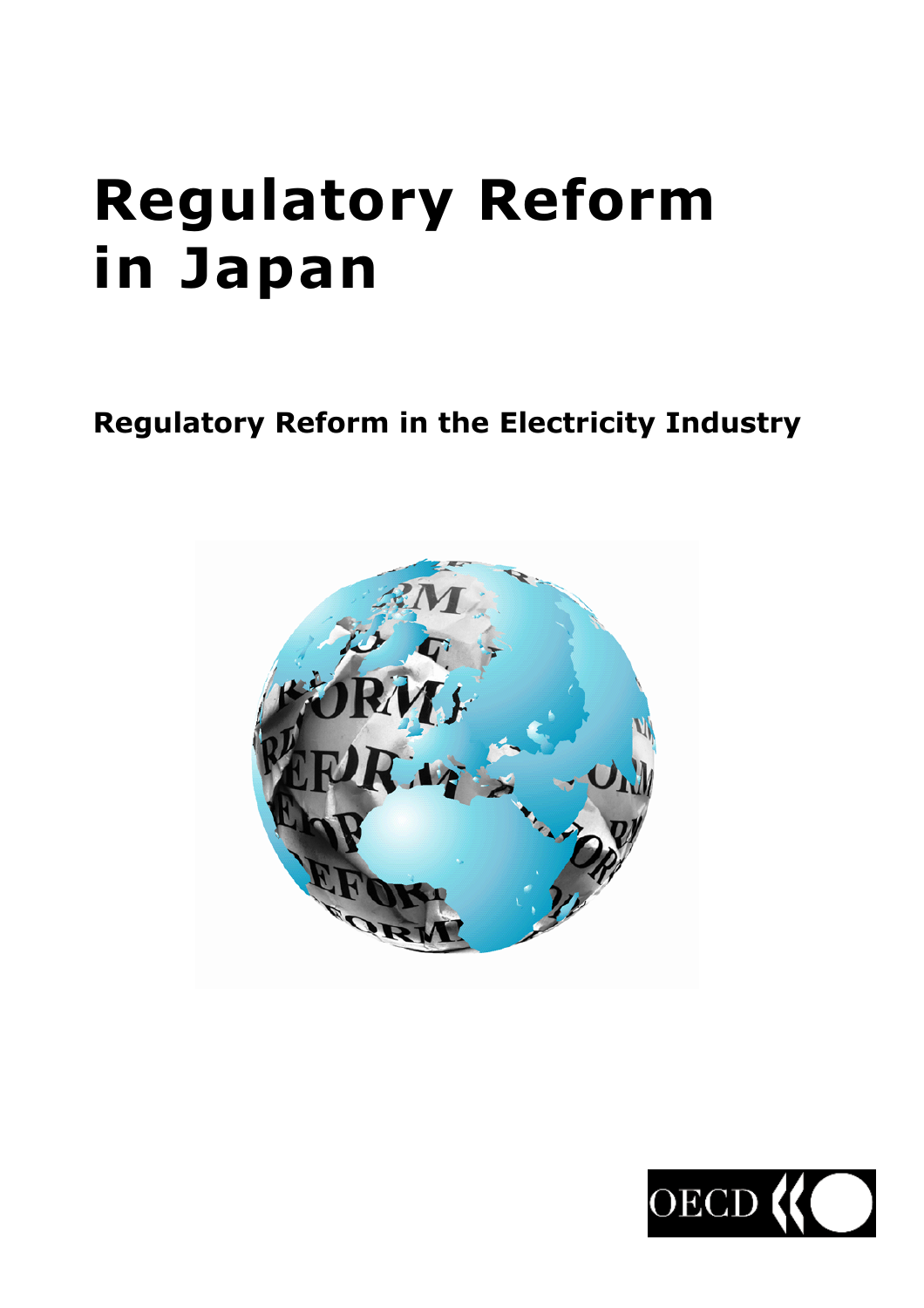# Regulatory Reform in Japan

## Regulatory Reform in the Electricity Industry

OECD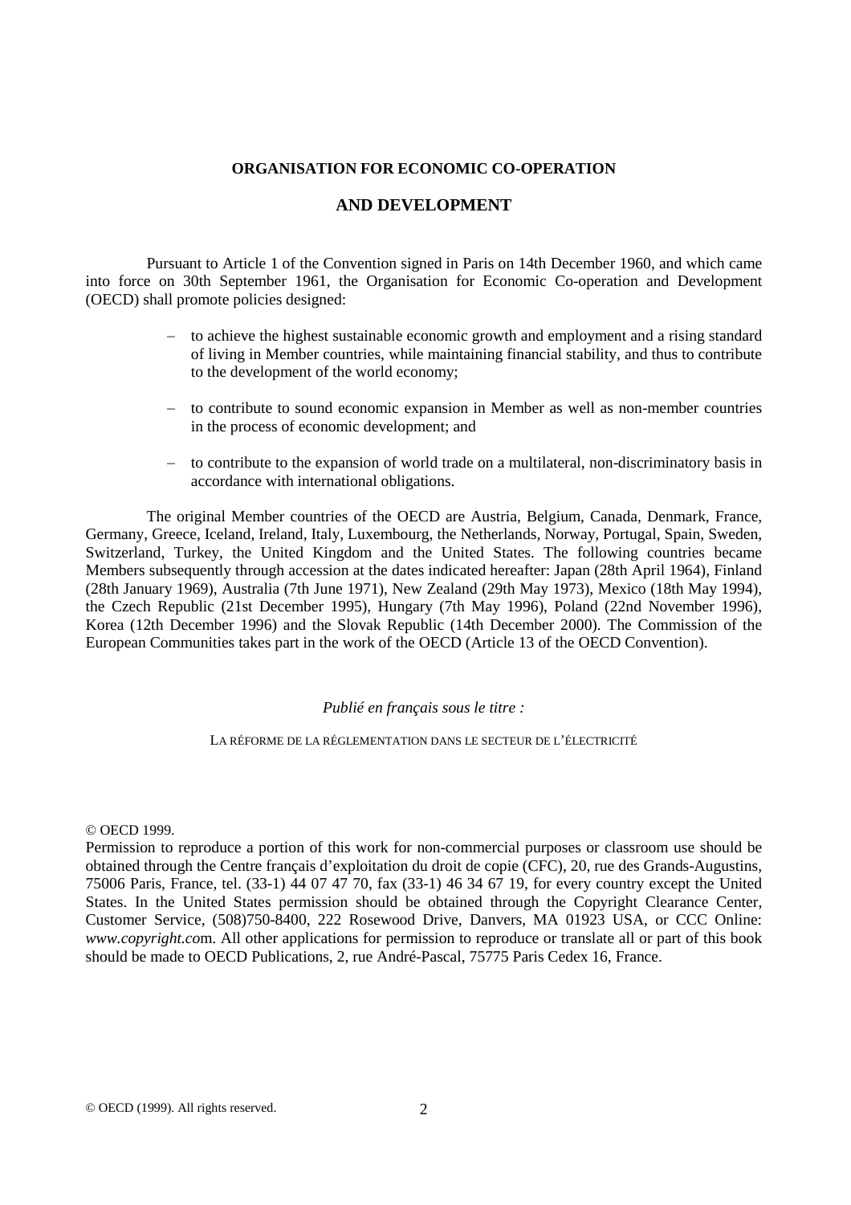**ORGANISATION FOR ECONOMIC CO-OPERATION**

**AND DEVELOPMENT**

Pursuant to Article 1 of the Convention signed in Paris on 14th December 1960, and which came into force on 30th September 1961, the Organisation for Economic Co-operation and Development (OECD) shall promote policies designed:

- to achieve the highest sustainable economic growth and employment and a rising standard of living in Member countries, while maintaining financial stability, and thus to contribute to the development of the world economy;
- to contribute to sound economic expansion in Member as well as non-member countries in the process of economic development; and
- to contribute to the expansion of world trade on a multilateral, non-discriminatory basis in accordance with international obligations.

The original Member countries of the OECD are Austria, Belgium, Canada, Denmark, France, Germany, Greece, Iceland, Ireland, Italy, Luxembourg, the Netherlands, Norway, Portugal, Spain, Sweden, Switzerland, Turkey, the United Kingdom and the United States. The following countries became Members subsequently through accession at the dates indicated hereafter: Japan (28th April 1964), Finland (28th January 1969), Australia (7th June 1971), New Zealand (29th May 1973), Mexico (18th May 1994), the Czech Republic (21st December 1995), Hungary (7th May 1996), Poland (22nd November 1996), Korea (12th December 1996) and the Slovak Republic (14th December 2000). The Commission of the European Communities takes part in the work of the OECD (Article 13 of the OECD Convention).

*Publié en français sous le titre :*

LA RÉFORME DE LA RÉGLEMENTATION DANS LE SECTEUR DE L'ÉLECTRICITÉ

© OECD 1999.
Permission to reproduce a portion of this work for non-commercial purposes or classroom use should be obtained through the Centre français d'exploitation du droit de copie (CFC), 20, rue des Grands-Augustins, 75006 Paris, France, tel. (33-1) 44 07 47 70, fax (33-1) 46 34 67 19, for every country except the United States. In the United States permission should be obtained through the Copyright Clearance Center, Customer Service, (508)750-8400, 222 Rosewood Drive, Danvers, MA 01923 USA, or CCC Online: *www.copyright.co*m. All other applications for permission to reproduce or translate all or part of this book should be made to OECD Publications, 2, rue André-Pascal, 75775 Paris Cedex 16, France.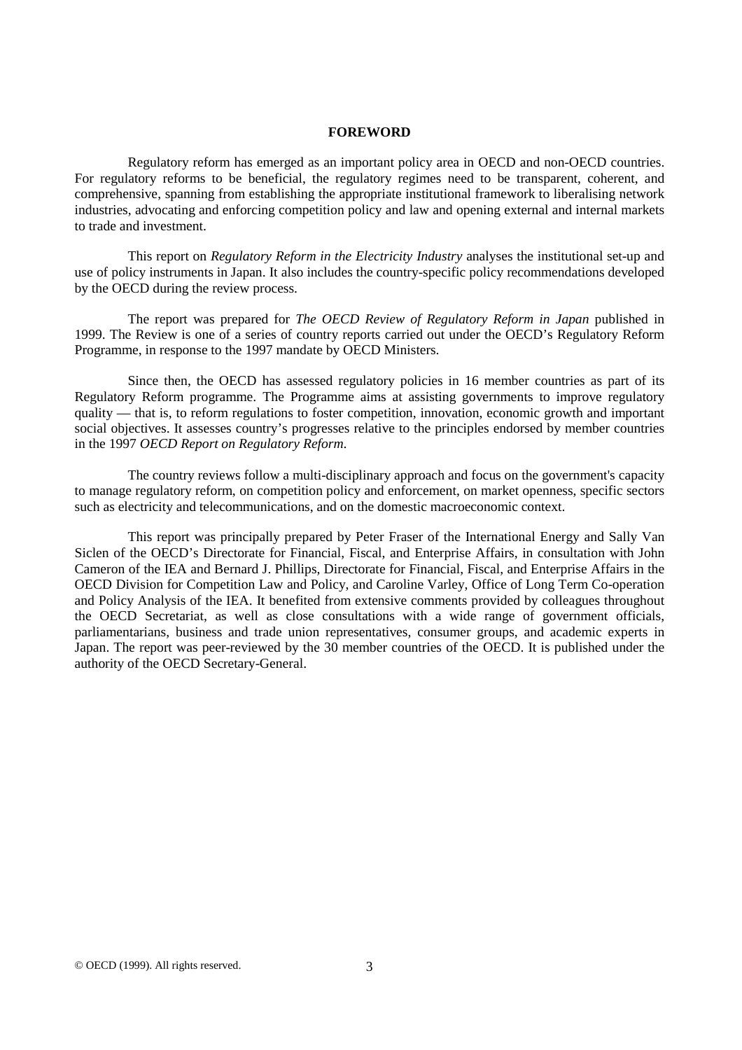# FOREWORD

Regulatory reform has emerged as an important policy area in OECD and non-OECD countries. For regulatory reforms to be beneficial, the regulatory regimes need to be transparent, coherent, and comprehensive, spanning from establishing the appropriate institutional framework to liberalising network industries, advocating and enforcing competition policy and law and opening external and internal markets to trade and investment.

This report on *Regulatory Reform in the Electricity Industry* analyses the institutional set-up and use of policy instruments in Japan. It also includes the country-specific policy recommendations developed by the OECD during the review process.

The report was prepared for *The OECD Review of Regulatory Reform in Japan* published in 1999. The Review is one of a series of country reports carried out under the OECD's Regulatory Reform Programme, in response to the 1997 mandate by OECD Ministers.

Since then, the OECD has assessed regulatory policies in 16 member countries as part of its Regulatory Reform programme. The Programme aims at assisting governments to improve regulatory quality — that is, to reform regulations to foster competition, innovation, economic growth and important social objectives. It assesses country's progresses relative to the principles endorsed by member countries in the 1997 *OECD Report on Regulatory Reform*.

The country reviews follow a multi-disciplinary approach and focus on the government's capacity to manage regulatory reform, on competition policy and enforcement, on market openness, specific sectors such as electricity and telecommunications, and on the domestic macroeconomic context.

This report was principally prepared by Peter Fraser of the International Energy and Sally Van Siclen of the OECD's Directorate for Financial, Fiscal, and Enterprise Affairs, in consultation with John Cameron of the IEA and Bernard J. Phillips, Directorate for Financial, Fiscal, and Enterprise Affairs in the OECD Division for Competition Law and Policy, and Caroline Varley, Office of Long Term Co-operation and Policy Analysis of the IEA. It benefited from extensive comments provided by colleagues throughout the OECD Secretariat, as well as close consultations with a wide range of government officials, parliamentarians, business and trade union representatives, consumer groups, and academic experts in Japan. The report was peer-reviewed by the 30 member countries of the OECD. It is published under the authority of the OECD Secretary-General.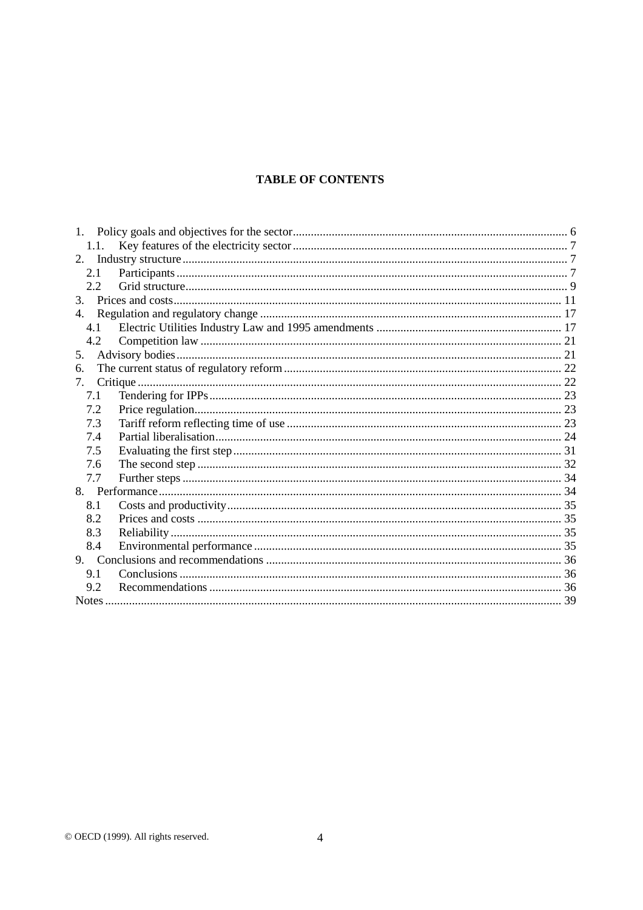**TABLE OF CONTENTS**

1. Policy goals and objectives for the sector ........................................................................................ 6
   1.1. Key features of the electricity sector ........................................................................................ 7
2. Industry structure ........................................................................................................................ 7
   2.1 Participants ........................................................................................................................... 7
   2.2 Grid structure ........................................................................................................................ 9
3. Prices and costs ........................................................................................................................ 11
4. Regulation and regulatory change ............................................................................................. 17
   4.1 Electric Utilities Industry Law and 1995 amendments ............................................................ 17
   4.2 Competition law .................................................................................................................. 21
5. Advisory bodies ....................................................................................................................... 21
6. The current status of regulatory reform ..................................................................................... 22
7. Critique ................................................................................................................................... 22
   7.1 Tendering for IPPs ............................................................................................................... 23
   7.2 Price regulation .................................................................................................................... 23
   7.3 Tariff reform reflecting time of use ....................................................................................... 23
   7.4 Partial liberalisation ............................................................................................................. 24
   7.5 Evaluating the first step ....................................................................................................... 31
   7.6 The second step ................................................................................................................... 32
   7.7 Further steps ....................................................................................................................... 34
8. Performance ............................................................................................................................ 34
   8.1 Costs and productivity .......................................................................................................... 35
   8.2 Prices and costs ................................................................................................................... 35
   8.3 Reliability ............................................................................................................................ 35
   8.4 Environmental performance ................................................................................................. 35
9. Conclusions and recommendations .......................................................................................... 36
   9.1 Conclusions ......................................................................................................................... 36
   9.2 Recommendations ............................................................................................................... 36

Notes ......................................................................................................................................... 39

© OECD (1999). All rights reserved.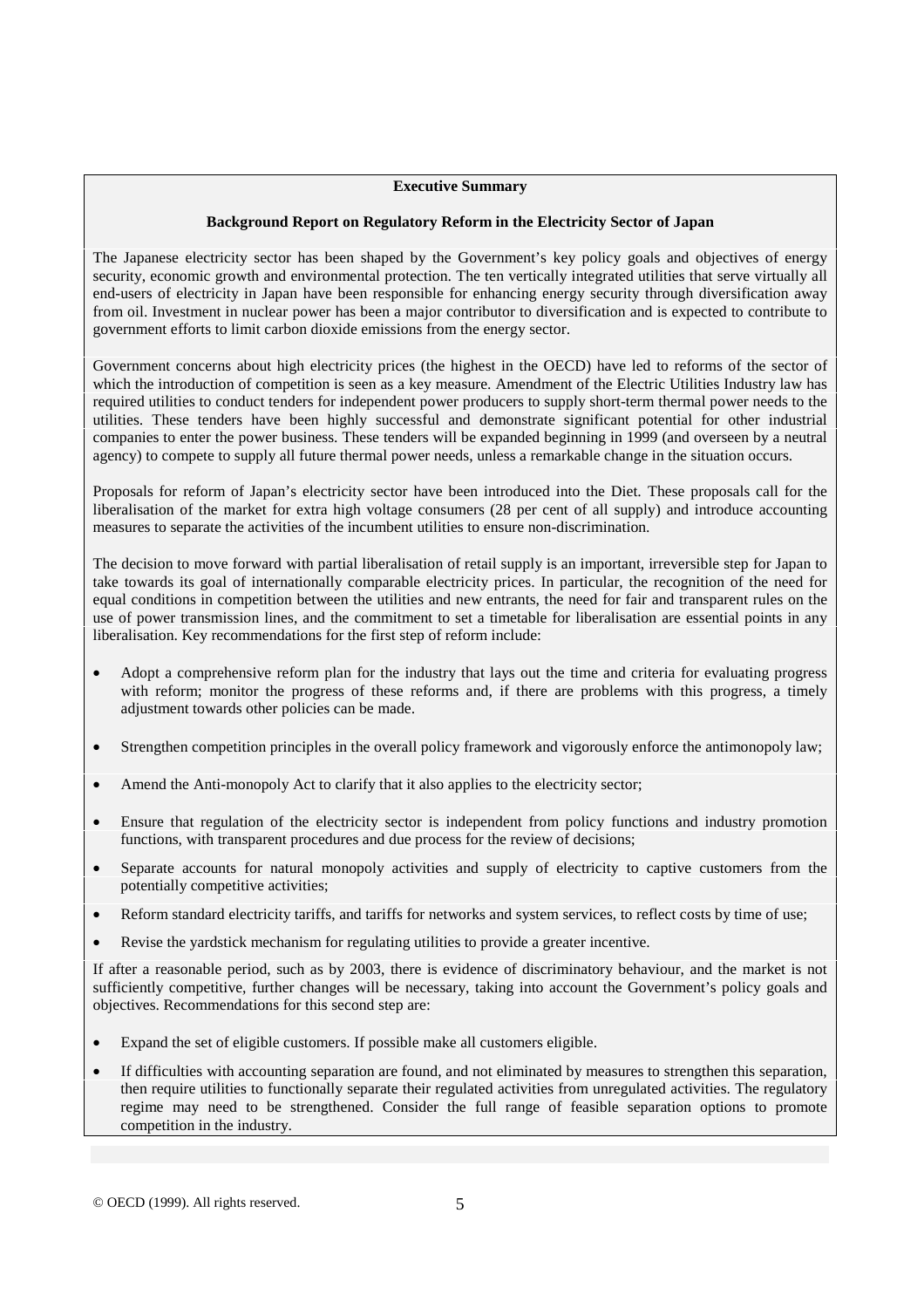**Executive Summary**

**Background Report on Regulatory Reform in the Electricity Sector of Japan**

The Japanese electricity sector has been shaped by the Government's key policy goals and objectives of energy security, economic growth and environmental protection. The ten vertically integrated utilities that serve virtually all end-users of electricity in Japan have been responsible for enhancing energy security through diversification away from oil. Investment in nuclear power has been a major contributor to diversification and is expected to contribute to government efforts to limit carbon dioxide emissions from the energy sector.

Government concerns about high electricity prices (the highest in the OECD) have led to reforms of the sector of which the introduction of competition is seen as a key measure. Amendment of the Electric Utilities Industry law has required utilities to conduct tenders for independent power producers to supply short-term thermal power needs to the utilities. These tenders have been highly successful and demonstrate significant potential for other industrial companies to enter the power business. These tenders will be expanded beginning in 1999 (and overseen by a neutral agency) to compete to supply all future thermal power needs, unless a remarkable change in the situation occurs.

Proposals for reform of Japan's electricity sector have been introduced into the Diet. These proposals call for the liberalisation of the market for extra high voltage consumers (28 per cent of all supply) and introduce accounting measures to separate the activities of the incumbent utilities to ensure non-discrimination.

The decision to move forward with partial liberalisation of retail supply is an important, irreversible step for Japan to take towards its goal of internationally comparable electricity prices. In particular, the recognition of the need for equal conditions in competition between the utilities and new entrants, the need for fair and transparent rules on the use of power transmission lines, and the commitment to set a timetable for liberalisation are essential points in any liberalisation. Key recommendations for the first step of reform include:

- Adopt a comprehensive reform plan for the industry that lays out the time and criteria for evaluating progress with reform; monitor the progress of these reforms and, if there are problems with this progress, a timely adjustment towards other policies can be made.
- Strengthen competition principles in the overall policy framework and vigorously enforce the antimonopoly law;
- Amend the Anti-monopoly Act to clarify that it also applies to the electricity sector;
- Ensure that regulation of the electricity sector is independent from policy functions and industry promotion functions, with transparent procedures and due process for the review of decisions;
- Separate accounts for natural monopoly activities and supply of electricity to captive customers from the potentially competitive activities;
- Reform standard electricity tariffs, and tariffs for networks and system services, to reflect costs by time of use;
- Revise the yardstick mechanism for regulating utilities to provide a greater incentive.

If after a reasonable period, such as by 2003, there is evidence of discriminatory behaviour, and the market is not sufficiently competitive, further changes will be necessary, taking into account the Government's policy goals and objectives. Recommendations for this second step are:

- Expand the set of eligible customers. If possible make all customers eligible.
- If difficulties with accounting separation are found, and not eliminated by measures to strengthen this separation, then require utilities to functionally separate their regulated activities from unregulated activities. The regulatory regime may need to be strengthened. Consider the full range of feasible separation options to promote competition in the industry.

© OECD (1999). All rights reserved.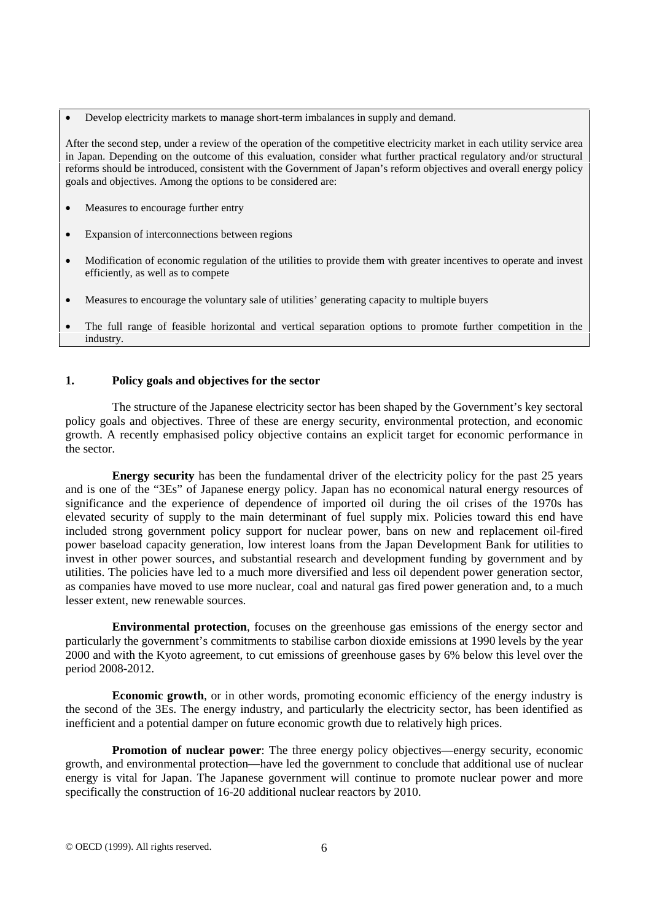- Develop electricity markets to manage short-term imbalances in supply and demand.

After the second step, under a review of the operation of the competitive electricity market in each utility service area in Japan. Depending on the outcome of this evaluation, consider what further practical regulatory and/or structural reforms should be introduced, consistent with the Government of Japan's reform objectives and overall energy policy goals and objectives. Among the options to be considered are:

- Measures to encourage further entry
- Expansion of interconnections between regions
- Modification of economic regulation of the utilities to provide them with greater incentives to operate and invest efficiently, as well as to compete
- Measures to encourage the voluntary sale of utilities' generating capacity to multiple buyers
- The full range of feasible horizontal and vertical separation options to promote further competition in the industry.

## 1. Policy goals and objectives for the sector

The structure of the Japanese electricity sector has been shaped by the Government's key sectoral policy goals and objectives. Three of these are energy security, environmental protection, and economic growth. A recently emphasised policy objective contains an explicit target for economic performance in the sector.

**Energy security** has been the fundamental driver of the electricity policy for the past 25 years and is one of the "3Es" of Japanese energy policy. Japan has no economical natural energy resources of significance and the experience of dependence of imported oil during the oil crises of the 1970s has elevated security of supply to the main determinant of fuel supply mix. Policies toward this end have included strong government policy support for nuclear power, bans on new and replacement oil-fired power baseload capacity generation, low interest loans from the Japan Development Bank for utilities to invest in other power sources, and substantial research and development funding by government and by utilities. The policies have led to a much more diversified and less oil dependent power generation sector, as companies have moved to use more nuclear, coal and natural gas fired power generation and, to a much lesser extent, new renewable sources.

**Environmental protection**, focuses on the greenhouse gas emissions of the energy sector and particularly the government's commitments to stabilise carbon dioxide emissions at 1990 levels by the year 2000 and with the Kyoto agreement, to cut emissions of greenhouse gases by 6% below this level over the period 2008-2012.

**Economic growth**, or in other words, promoting economic efficiency of the energy industry is the second of the 3Es. The energy industry, and particularly the electricity sector, has been identified as inefficient and a potential damper on future economic growth due to relatively high prices.

**Promotion of nuclear power**: The three energy policy objectives—energy security, economic growth, and environmental protection—have led the government to conclude that additional use of nuclear energy is vital for Japan. The Japanese government will continue to promote nuclear power and more specifically the construction of 16-20 additional nuclear reactors by 2010.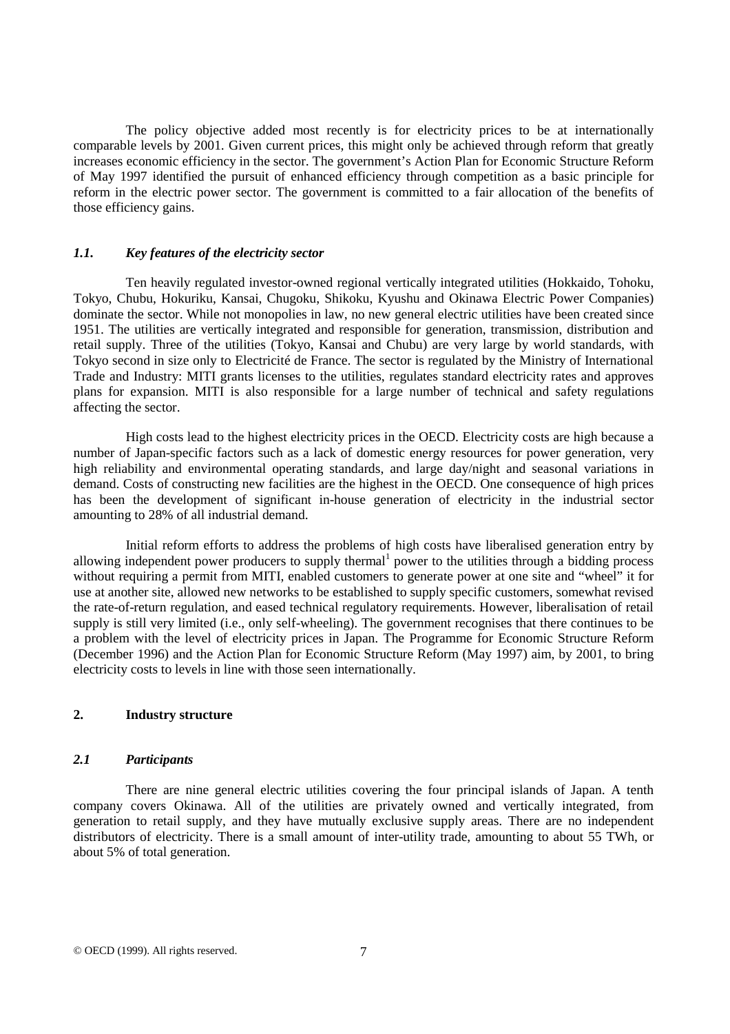The policy objective added most recently is for electricity prices to be at internationally comparable levels by 2001. Given current prices, this might only be achieved through reform that greatly increases economic efficiency in the sector. The government's Action Plan for Economic Structure Reform of May 1997 identified the pursuit of enhanced efficiency through competition as a basic principle for reform in the electric power sector. The government is committed to a fair allocation of the benefits of those efficiency gains.

### *1.1. Key features of the electricity sector*

Ten heavily regulated investor-owned regional vertically integrated utilities (Hokkaido, Tohoku, Tokyo, Chubu, Hokuriku, Kansai, Chugoku, Shikoku, Kyushu and Okinawa Electric Power Companies) dominate the sector. While not monopolies in law, no new general electric utilities have been created since 1951. The utilities are vertically integrated and responsible for generation, transmission, distribution and retail supply. Three of the utilities (Tokyo, Kansai and Chubu) are very large by world standards, with Tokyo second in size only to Electricité de France. The sector is regulated by the Ministry of International Trade and Industry: MITI grants licenses to the utilities, regulates standard electricity rates and approves plans for expansion. MITI is also responsible for a large number of technical and safety regulations affecting the sector.

High costs lead to the highest electricity prices in the OECD. Electricity costs are high because a number of Japan-specific factors such as a lack of domestic energy resources for power generation, very high reliability and environmental operating standards, and large day/night and seasonal variations in demand. Costs of constructing new facilities are the highest in the OECD. One consequence of high prices has been the development of significant in-house generation of electricity in the industrial sector amounting to 28% of all industrial demand.

Initial reform efforts to address the problems of high costs have liberalised generation entry by allowing independent power producers to supply thermal[1] power to the utilities through a bidding process without requiring a permit from MITI, enabled customers to generate power at one site and "wheel" it for use at another site, allowed new networks to be established to supply specific customers, somewhat revised the rate-of-return regulation, and eased technical regulatory requirements. However, liberalisation of retail supply is still very limited (i.e., only self-wheeling). The government recognises that there continues to be a problem with the level of electricity prices in Japan. The Programme for Economic Structure Reform (December 1996) and the Action Plan for Economic Structure Reform (May 1997) aim, by 2001, to bring electricity costs to levels in line with those seen internationally.

## 2. Industry structure

### *2.1 Participants*

There are nine general electric utilities covering the four principal islands of Japan. A tenth company covers Okinawa. All of the utilities are privately owned and vertically integrated, from generation to retail supply, and they have mutually exclusive supply areas. There are no independent distributors of electricity. There is a small amount of inter-utility trade, amounting to about 55 TWh, or about 5% of total generation.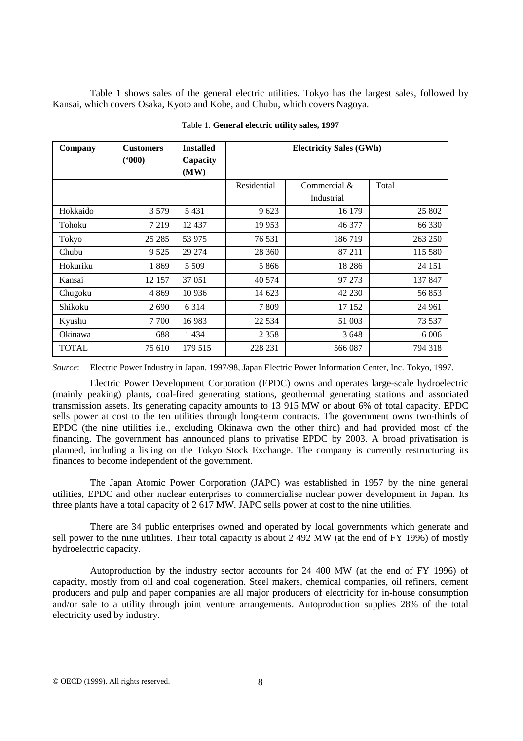Table 1 shows sales of the general electric utilities. Tokyo has the largest sales, followed by Kansai, which covers Osaka, Kyoto and Kobe, and Chubu, which covers Nagoya.

Table 1. **General electric utility sales, 1997**

| **Company** | **Customers ('000)** | **Installed Capacity (MW)** | **Electricity Sales (GWh)** | | |
|---|---|---|---|---|---|
| | | | Residential | Commercial & Industrial | Total |
| Hokkaido | 3 579 | 5 431 | 9 623 | 16 179 | 25 802 |
| Tohoku | 7 219 | 12 437 | 19 953 | 46 377 | 66 330 |
| Tokyo | 25 285 | 53 975 | 76 531 | 186 719 | 263 250 |
| Chubu | 9 525 | 29 274 | 28 360 | 87 211 | 115 580 |
| Hokuriku | 1 869 | 5 509 | 5 866 | 18 286 | 24 151 |
| Kansai | 12 157 | 37 051 | 40 574 | 97 273 | 137 847 |
| Chugoku | 4 869 | 10 936 | 14 623 | 42 230 | 56 853 |
| Shikoku | 2 690 | 6 314 | 7 809 | 17 152 | 24 961 |
| Kyushu | 7 700 | 16 983 | 22 534 | 51 003 | 73 537 |
| Okinawa | 688 | 1 434 | 2 358 | 3 648 | 6 006 |
| TOTAL | 75 610 | 179 515 | 228 231 | 566 087 | 794 318 |

*Source*: Electric Power Industry in Japan, 1997/98, Japan Electric Power Information Center, Inc. Tokyo, 1997.

Electric Power Development Corporation (EPDC) owns and operates large-scale hydroelectric (mainly peaking) plants, coal-fired generating stations, geothermal generating stations and associated transmission assets. Its generating capacity amounts to 13 915 MW or about 6% of total capacity. EPDC sells power at cost to the ten utilities through long-term contracts. The government owns two-thirds of EPDC (the nine utilities i.e., excluding Okinawa own the other third) and had provided most of the financing. The government has announced plans to privatise EPDC by 2003. A broad privatisation is planned, including a listing on the Tokyo Stock Exchange. The company is currently restructuring its finances to become independent of the government.

The Japan Atomic Power Corporation (JAPC) was established in 1957 by the nine general utilities, EPDC and other nuclear enterprises to commercialise nuclear power development in Japan. Its three plants have a total capacity of 2 617 MW. JAPC sells power at cost to the nine utilities.

There are 34 public enterprises owned and operated by local governments which generate and sell power to the nine utilities. Their total capacity is about 2 492 MW (at the end of FY 1996) of mostly hydroelectric capacity.

Autoproduction by the industry sector accounts for 24 400 MW (at the end of FY 1996) of capacity, mostly from oil and coal cogeneration. Steel makers, chemical companies, oil refiners, cement producers and pulp and paper companies are all major producers of electricity for in-house consumption and/or sale to a utility through joint venture arrangements. Autoproduction supplies 28% of the total electricity used by industry.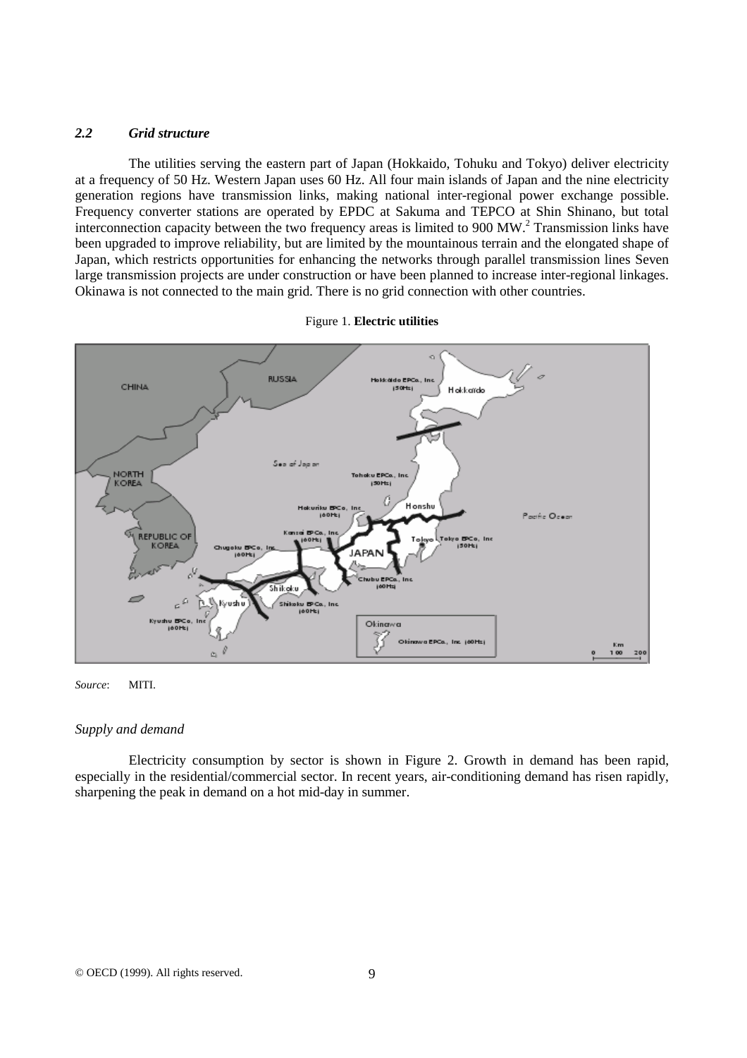### *2.2 Grid structure*

The utilities serving the eastern part of Japan (Hokkaido, Tohuku and Tokyo) deliver electricity at a frequency of 50 Hz. Western Japan uses 60 Hz. All four main islands of Japan and the nine electricity generation regions have transmission links, making national inter-regional power exchange possible. Frequency converter stations are operated by EPDC at Sakuma and TEPCO at Shin Shinano, but total interconnection capacity between the two frequency areas is limited to 900 MW.[2] Transmission links have been upgraded to improve reliability, but are limited by the mountainous terrain and the elongated shape of Japan, which restricts opportunities for enhancing the networks through parallel transmission lines Seven large transmission projects are under construction or have been planned to increase inter-regional linkages. Okinawa is not connected to the main grid. There is no grid connection with other countries.

Figure 1. **Electric utilities**

*Source*: MITI.

*Supply and demand*

Electricity consumption by sector is shown in Figure 2. Growth in demand has been rapid, especially in the residential/commercial sector. In recent years, air-conditioning demand has risen rapidly, sharpening the peak in demand on a hot mid-day in summer.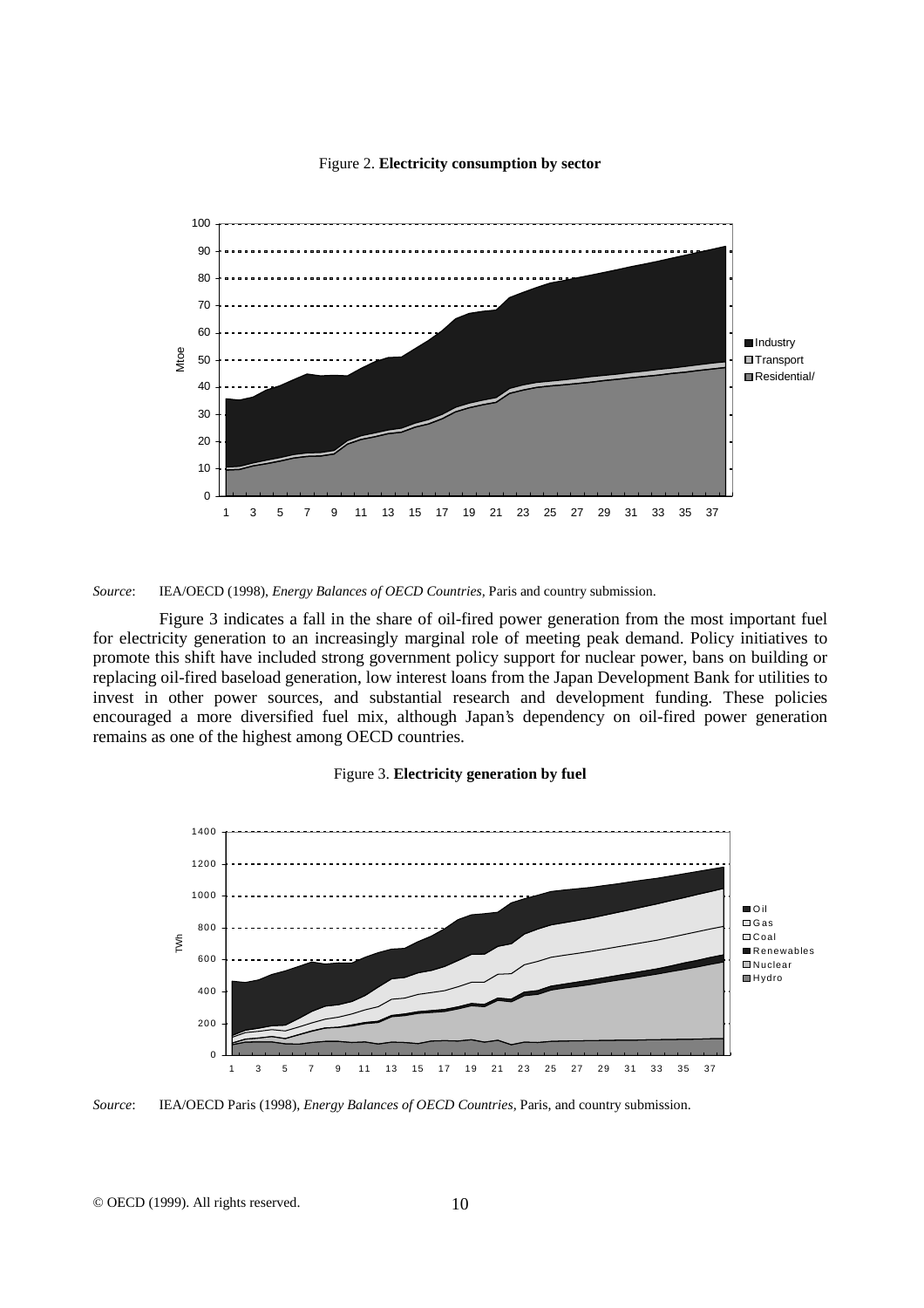Figure 2. **Electricity consumption by sector**

*Source*: IEA/OECD (1998), *Energy Balances of OECD Countries*, Paris and country submission.

Figure 3 indicates a fall in the share of oil-fired power generation from the most important fuel for electricity generation to an increasingly marginal role of meeting peak demand. Policy initiatives to promote this shift have included strong government policy support for nuclear power, bans on building or replacing oil-fired baseload generation, low interest loans from the Japan Development Bank for utilities to invest in other power sources, and substantial research and development funding. These policies encouraged a more diversified fuel mix, although Japan's dependency on oil-fired power generation remains as one of the highest among OECD countries.

Figure 3. **Electricity generation by fuel**

*Source*: IEA/OECD Paris (1998), *Energy Balances of OECD Countries*, Paris, and country submission.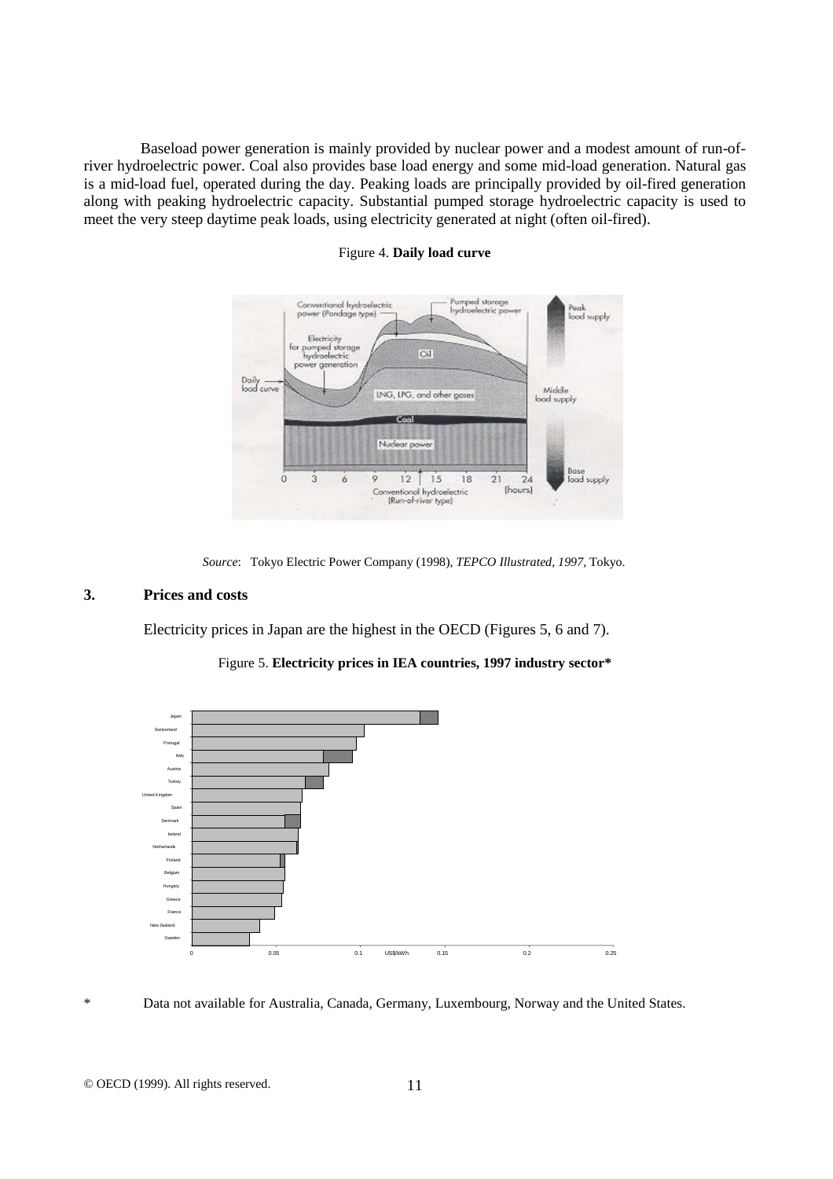Baseload power generation is mainly provided by nuclear power and a modest amount of run-of-river hydroelectric power. Coal also provides base load energy and some mid-load generation. Natural gas is a mid-load fuel, operated during the day. Peaking loads are principally provided by oil-fired generation along with peaking hydroelectric capacity. Substantial pumped storage hydroelectric capacity is used to meet the very steep daytime peak loads, using electricity generated at night (often oil-fired).

Figure 4. **Daily load curve**

*Source*: Tokyo Electric Power Company (1998), *TEPCO Illustrated, 1997*, Tokyo.

## 3. Prices and costs

Electricity prices in Japan are the highest in the OECD (Figures 5, 6 and 7).

Figure 5. **Electricity prices in IEA countries, 1997 industry sector***

\* Data not available for Australia, Canada, Germany, Luxembourg, Norway and the United States.

© OECD (1999). All rights reserved.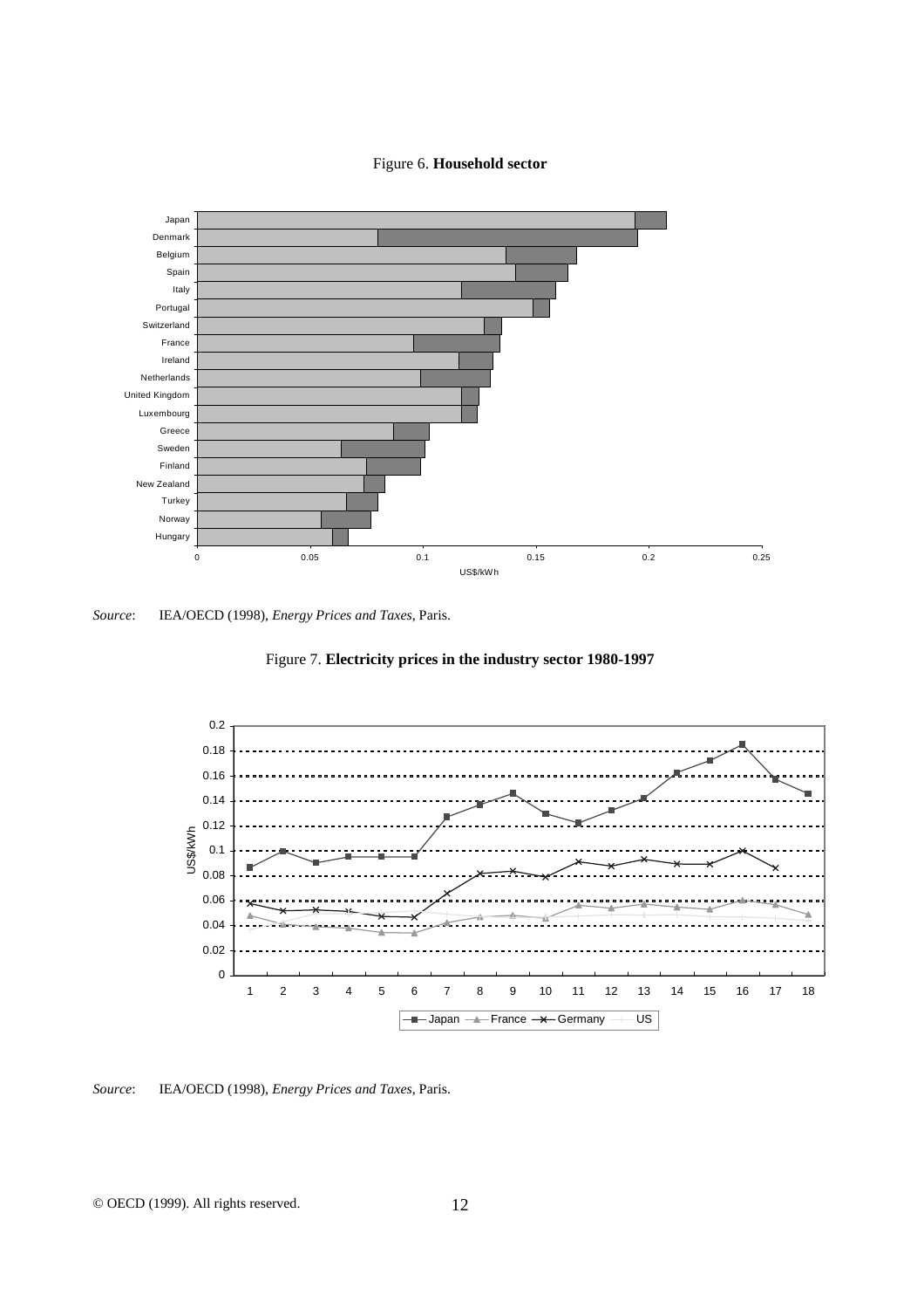Figure 6. **Household sector**

*Source*: IEA/OECD (1998), *Energy Prices and Taxes*, Paris.

Figure 7. **Electricity prices in the industry sector 1980-1997**

*Source*: IEA/OECD (1998), *Energy Prices and Taxes*, Paris.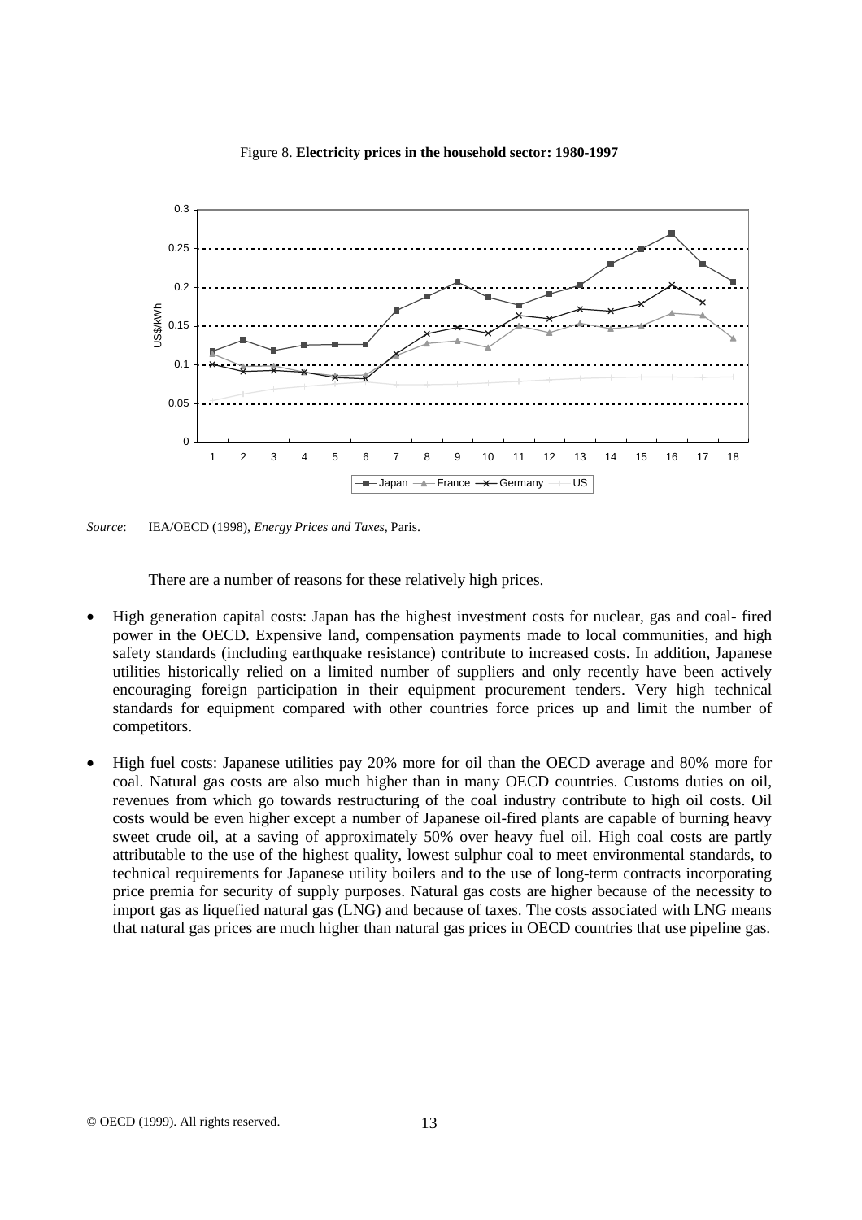Figure 8. **Electricity prices in the household sector: 1980-1997**

*Source*: IEA/OECD (1998), *Energy Prices and Taxes*, Paris.

There are a number of reasons for these relatively high prices.

- High generation capital costs: Japan has the highest investment costs for nuclear, gas and coal- fired power in the OECD. Expensive land, compensation payments made to local communities, and high safety standards (including earthquake resistance) contribute to increased costs. In addition, Japanese utilities historically relied on a limited number of suppliers and only recently have been actively encouraging foreign participation in their equipment procurement tenders. Very high technical standards for equipment compared with other countries force prices up and limit the number of competitors.

- High fuel costs: Japanese utilities pay 20% more for oil than the OECD average and 80% more for coal. Natural gas costs are also much higher than in many OECD countries. Customs duties on oil, revenues from which go towards restructuring of the coal industry contribute to high oil costs. Oil costs would be even higher except a number of Japanese oil-fired plants are capable of burning heavy sweet crude oil, at a saving of approximately 50% over heavy fuel oil. High coal costs are partly attributable to the use of the highest quality, lowest sulphur coal to meet environmental standards, to technical requirements for Japanese utility boilers and to the use of long-term contracts incorporating price premia for security of supply purposes. Natural gas costs are higher because of the necessity to import gas as liquefied natural gas (LNG) and because of taxes. The costs associated with LNG means that natural gas prices are much higher than natural gas prices in OECD countries that use pipeline gas.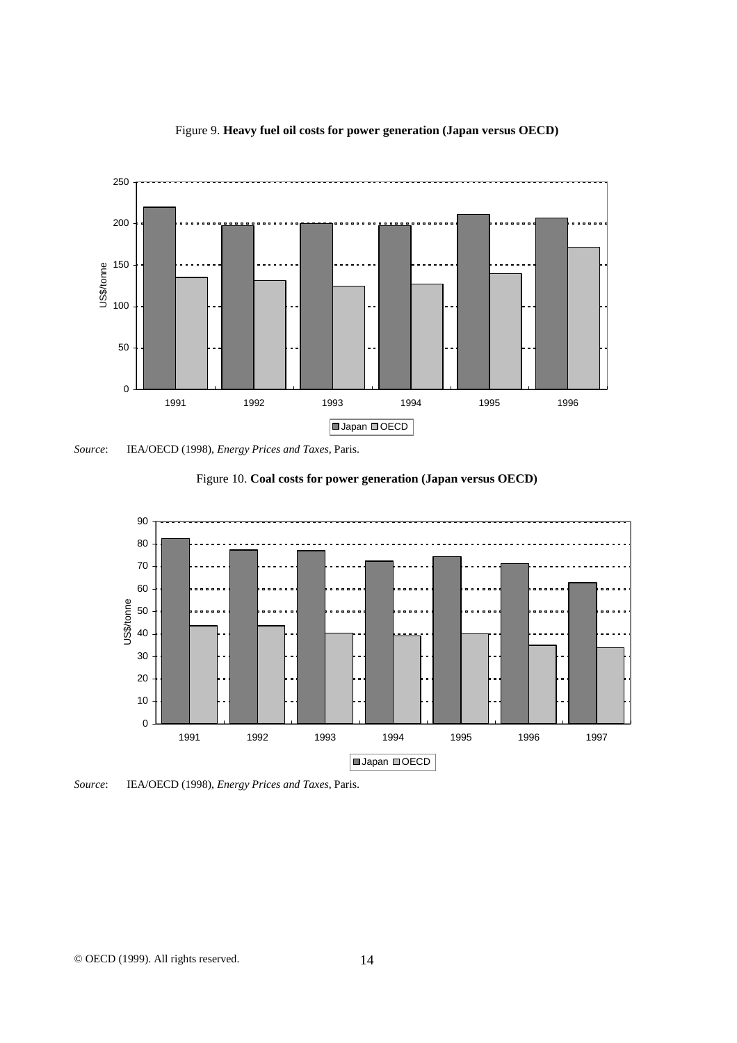Figure 9. **Heavy fuel oil costs for power generation (Japan versus OECD)**

*Source*: IEA/OECD (1998), *Energy Prices and Taxes*, Paris.

Figure 10. **Coal costs for power generation (Japan versus OECD)**

*Source*: IEA/OECD (1998), *Energy Prices and Taxes*, Paris.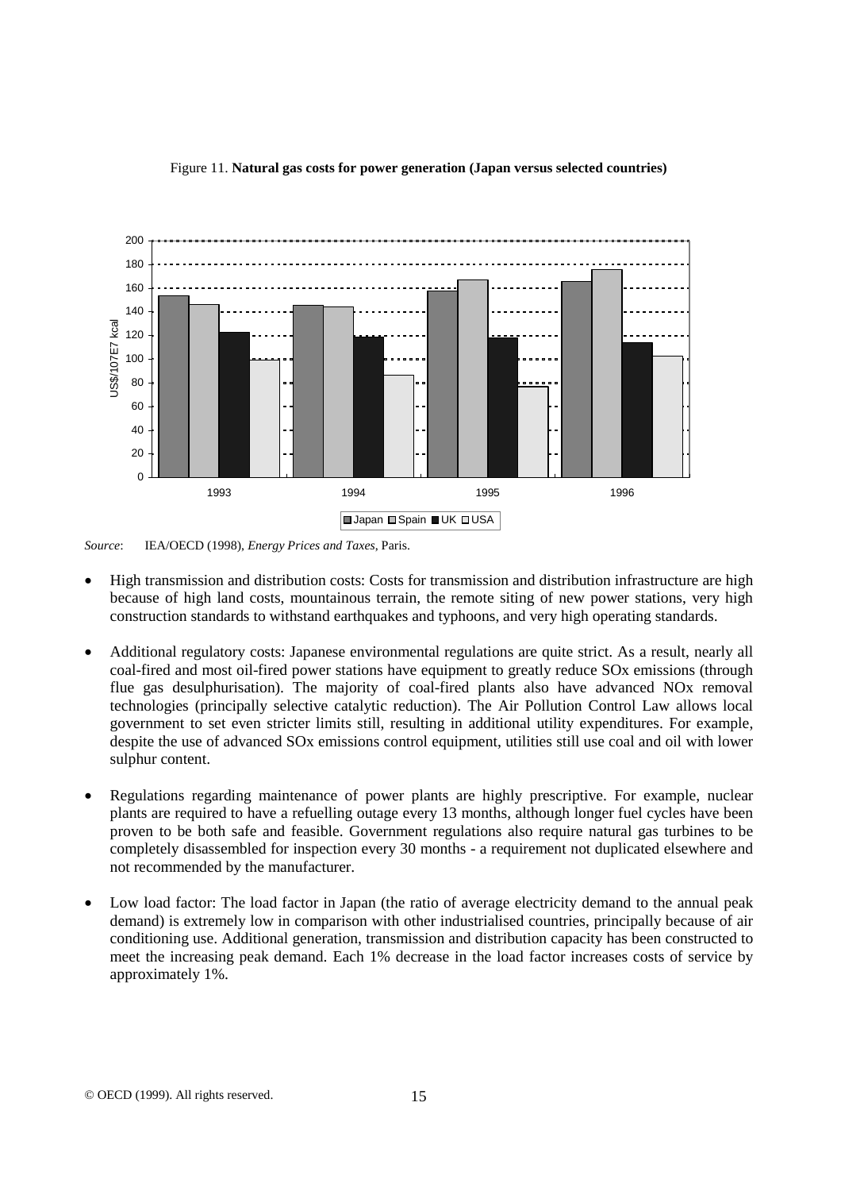Figure 11. **Natural gas costs for power generation (Japan versus selected countries)**

*Source*: IEA/OECD (1998), *Energy Prices and Taxes*, Paris.

- High transmission and distribution costs: Costs for transmission and distribution infrastructure are high because of high land costs, mountainous terrain, the remote siting of new power stations, very high construction standards to withstand earthquakes and typhoons, and very high operating standards.

- Additional regulatory costs: Japanese environmental regulations are quite strict. As a result, nearly all coal-fired and most oil-fired power stations have equipment to greatly reduce SOx emissions (through flue gas desulphurisation). The majority of coal-fired plants also have advanced NOx removal technologies (principally selective catalytic reduction). The Air Pollution Control Law allows local government to set even stricter limits still, resulting in additional utility expenditures. For example, despite the use of advanced SOx emissions control equipment, utilities still use coal and oil with lower sulphur content.

- Regulations regarding maintenance of power plants are highly prescriptive. For example, nuclear plants are required to have a refuelling outage every 13 months, although longer fuel cycles have been proven to be both safe and feasible. Government regulations also require natural gas turbines to be completely disassembled for inspection every 30 months - a requirement not duplicated elsewhere and not recommended by the manufacturer.

- Low load factor: The load factor in Japan (the ratio of average electricity demand to the annual peak demand) is extremely low in comparison with other industrialised countries, principally because of air conditioning use. Additional generation, transmission and distribution capacity has been constructed to meet the increasing peak demand. Each 1% decrease in the load factor increases costs of service by approximately 1%.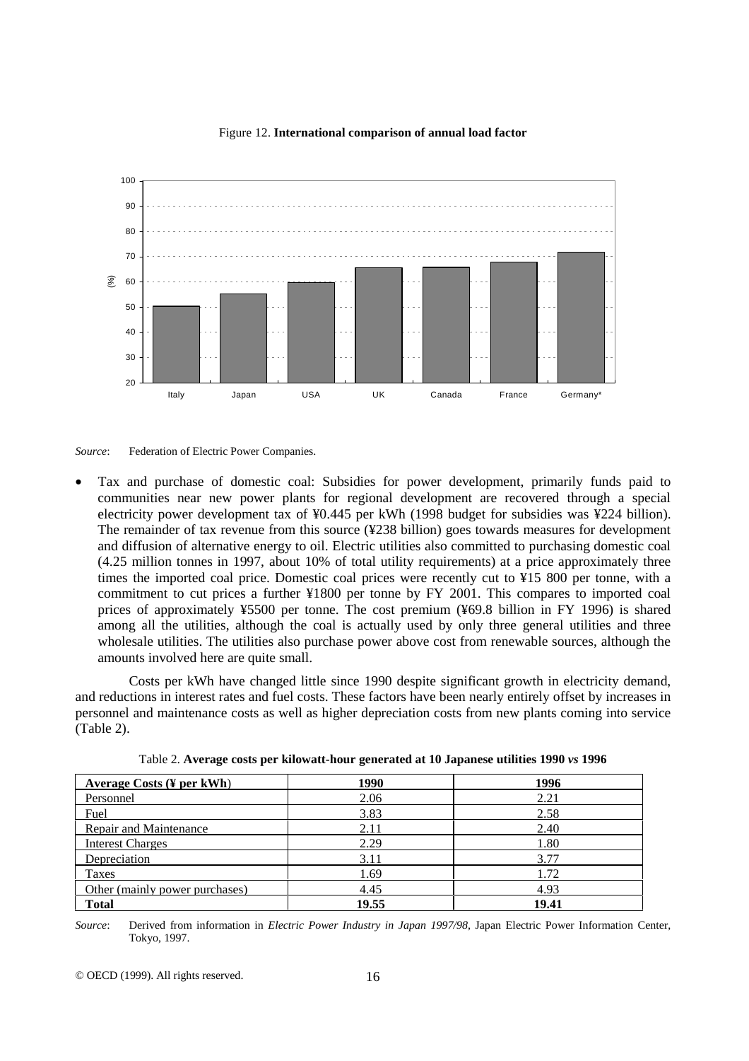Figure 12. **International comparison of annual load factor**

*Source*: Federation of Electric Power Companies.

- Tax and purchase of domestic coal: Subsidies for power development, primarily funds paid to communities near new power plants for regional development are recovered through a special electricity power development tax of ¥0.445 per kWh (1998 budget for subsidies was ¥224 billion). The remainder of tax revenue from this source (¥238 billion) goes towards measures for development and diffusion of alternative energy to oil. Electric utilities also committed to purchasing domestic coal (4.25 million tonnes in 1997, about 10% of total utility requirements) at a price approximately three times the imported coal price. Domestic coal prices were recently cut to ¥15 800 per tonne, with a commitment to cut prices a further ¥1800 per tonne by FY 2001. This compares to imported coal prices of approximately ¥5500 per tonne. The cost premium (¥69.8 billion in FY 1996) is shared among all the utilities, although the coal is actually used by only three general utilities and three wholesale utilities. The utilities also purchase power above cost from renewable sources, although the amounts involved here are quite small.

Costs per kWh have changed little since 1990 despite significant growth in electricity demand, and reductions in interest rates and fuel costs. These factors have been nearly entirely offset by increases in personnel and maintenance costs as well as higher depreciation costs from new plants coming into service (Table 2).

Table 2. **Average costs per kilowatt-hour generated at 10 Japanese utilities 1990 *vs* 1996**

| Average Costs (¥ per kWh) | 1990 | 1996 |
|---|---|---|
| Personnel | 2.06 | 2.21 |
| Fuel | 3.83 | 2.58 |
| Repair and Maintenance | 2.11 | 2.40 |
| Interest Charges | 2.29 | 1.80 |
| Depreciation | 3.11 | 3.77 |
| Taxes | 1.69 | 1.72 |
| Other (mainly power purchases) | 4.45 | 4.93 |
| **Total** | **19.55** | **19.41** |

*Source*: Derived from information in *Electric Power Industry in Japan 1997/98*, Japan Electric Power Information Center, Tokyo, 1997.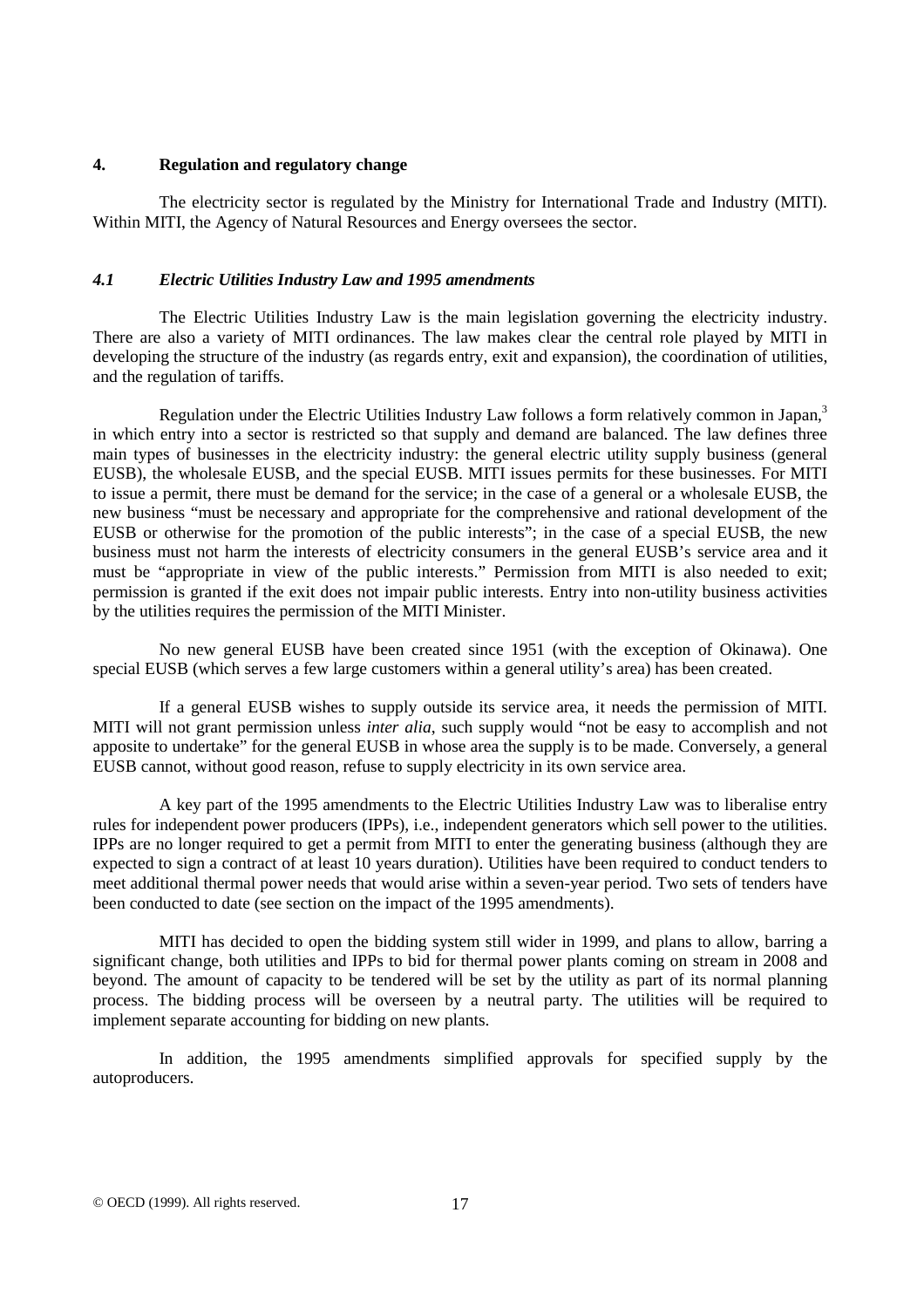## 4. Regulation and regulatory change

The electricity sector is regulated by the Ministry for International Trade and Industry (MITI). Within MITI, the Agency of Natural Resources and Energy oversees the sector.

### *4.1 Electric Utilities Industry Law and 1995 amendments*

The Electric Utilities Industry Law is the main legislation governing the electricity industry. There are also a variety of MITI ordinances. The law makes clear the central role played by MITI in developing the structure of the industry (as regards entry, exit and expansion), the coordination of utilities, and the regulation of tariffs.

Regulation under the Electric Utilities Industry Law follows a form relatively common in Japan,[3] in which entry into a sector is restricted so that supply and demand are balanced. The law defines three main types of businesses in the electricity industry: the general electric utility supply business (general EUSB), the wholesale EUSB, and the special EUSB. MITI issues permits for these businesses. For MITI to issue a permit, there must be demand for the service; in the case of a general or a wholesale EUSB, the new business "must be necessary and appropriate for the comprehensive and rational development of the EUSB or otherwise for the promotion of the public interests"; in the case of a special EUSB, the new business must not harm the interests of electricity consumers in the general EUSB's service area and it must be "appropriate in view of the public interests." Permission from MITI is also needed to exit; permission is granted if the exit does not impair public interests. Entry into non-utility business activities by the utilities requires the permission of the MITI Minister.

No new general EUSB have been created since 1951 (with the exception of Okinawa). One special EUSB (which serves a few large customers within a general utility's area) has been created.

If a general EUSB wishes to supply outside its service area, it needs the permission of MITI. MITI will not grant permission unless *inter alia*, such supply would "not be easy to accomplish and not apposite to undertake" for the general EUSB in whose area the supply is to be made. Conversely, a general EUSB cannot, without good reason, refuse to supply electricity in its own service area.

A key part of the 1995 amendments to the Electric Utilities Industry Law was to liberalise entry rules for independent power producers (IPPs), i.e., independent generators which sell power to the utilities. IPPs are no longer required to get a permit from MITI to enter the generating business (although they are expected to sign a contract of at least 10 years duration). Utilities have been required to conduct tenders to meet additional thermal power needs that would arise within a seven-year period. Two sets of tenders have been conducted to date (see section on the impact of the 1995 amendments).

MITI has decided to open the bidding system still wider in 1999, and plans to allow, barring a significant change, both utilities and IPPs to bid for thermal power plants coming on stream in 2008 and beyond. The amount of capacity to be tendered will be set by the utility as part of its normal planning process. The bidding process will be overseen by a neutral party. The utilities will be required to implement separate accounting for bidding on new plants.

In addition, the 1995 amendments simplified approvals for specified supply by the autoproducers.

© OECD (1999). All rights reserved.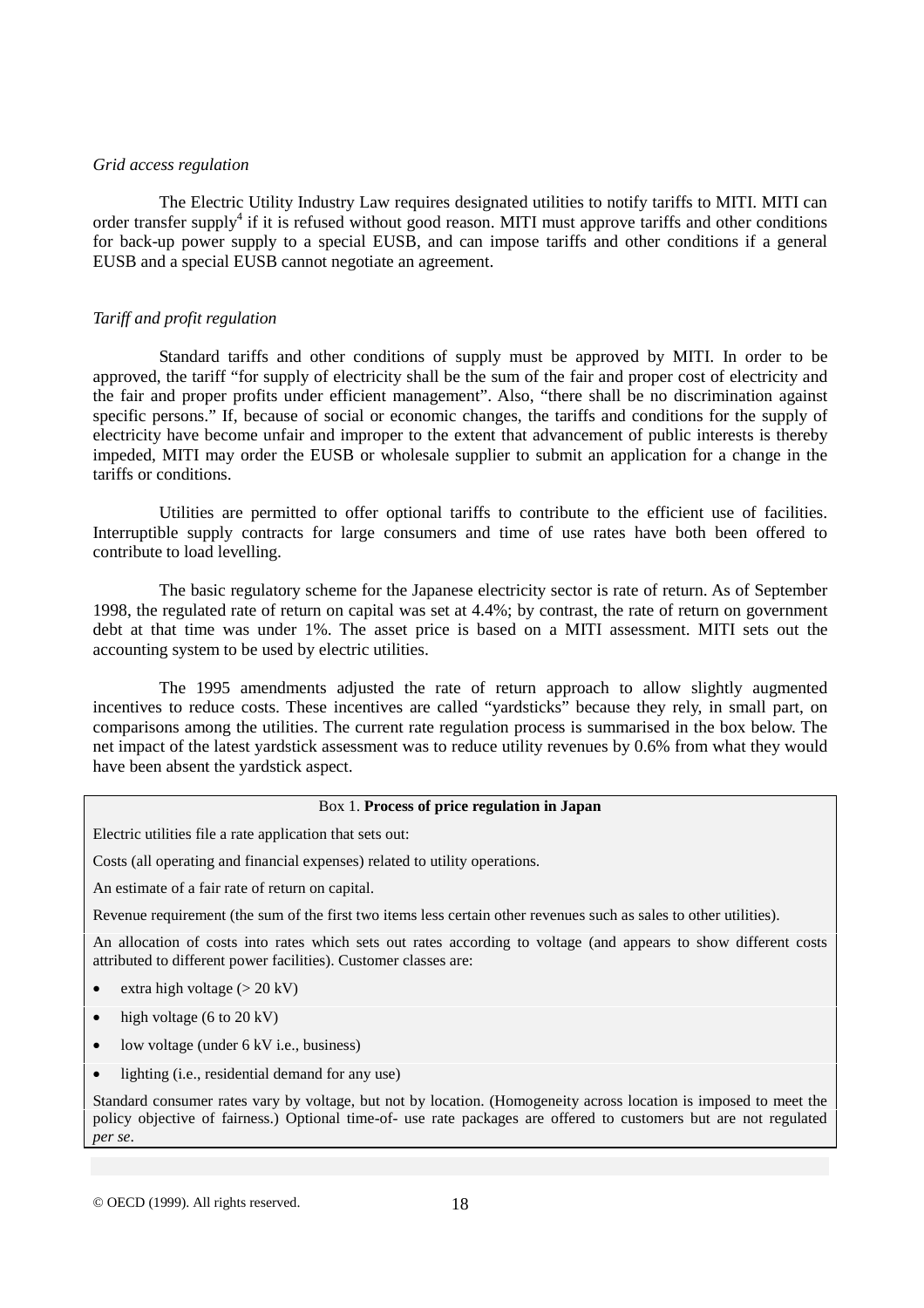*Grid access regulation*

The Electric Utility Industry Law requires designated utilities to notify tariffs to MITI. MITI can order transfer supply[4] if it is refused without good reason. MITI must approve tariffs and other conditions for back-up power supply to a special EUSB, and can impose tariffs and other conditions if a general EUSB and a special EUSB cannot negotiate an agreement.

*Tariff and profit regulation*

Standard tariffs and other conditions of supply must be approved by MITI. In order to be approved, the tariff "for supply of electricity shall be the sum of the fair and proper cost of electricity and the fair and proper profits under efficient management". Also, "there shall be no discrimination against specific persons." If, because of social or economic changes, the tariffs and conditions for the supply of electricity have become unfair and improper to the extent that advancement of public interests is thereby impeded, MITI may order the EUSB or wholesale supplier to submit an application for a change in the tariffs or conditions.

Utilities are permitted to offer optional tariffs to contribute to the efficient use of facilities. Interruptible supply contracts for large consumers and time of use rates have both been offered to contribute to load levelling.

The basic regulatory scheme for the Japanese electricity sector is rate of return. As of September 1998, the regulated rate of return on capital was set at 4.4%; by contrast, the rate of return on government debt at that time was under 1%. The asset price is based on a MITI assessment. MITI sets out the accounting system to be used by electric utilities.

The 1995 amendments adjusted the rate of return approach to allow slightly augmented incentives to reduce costs. These incentives are called "yardsticks" because they rely, in small part, on comparisons among the utilities. The current rate regulation process is summarised in the box below. The net impact of the latest yardstick assessment was to reduce utility revenues by 0.6% from what they would have been absent the yardstick aspect.

**Box 1. Process of price regulation in Japan**

Electric utilities file a rate application that sets out:

Costs (all operating and financial expenses) related to utility operations.

An estimate of a fair rate of return on capital.

Revenue requirement (the sum of the first two items less certain other revenues such as sales to other utilities).

An allocation of costs into rates which sets out rates according to voltage (and appears to show different costs attributed to different power facilities). Customer classes are:

- extra high voltage (> 20 kV)
- high voltage (6 to 20 kV)
- low voltage (under 6 kV i.e., business)
- lighting (i.e., residential demand for any use)

Standard consumer rates vary by voltage, but not by location. (Homogeneity across location is imposed to meet the policy objective of fairness.) Optional time-of- use rate packages are offered to customers but are not regulated *per se*.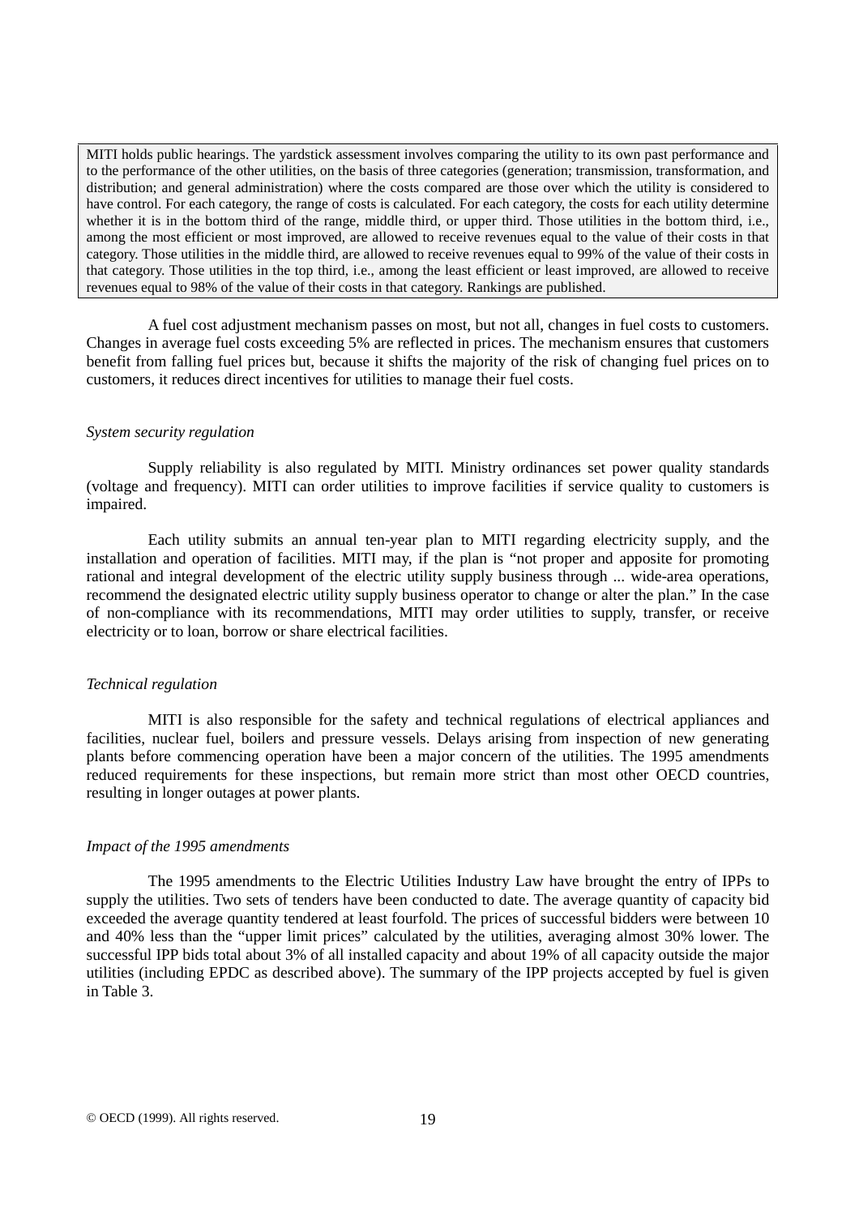MITI holds public hearings. The yardstick assessment involves comparing the utility to its own past performance and to the performance of the other utilities, on the basis of three categories (generation; transmission, transformation, and distribution; and general administration) where the costs compared are those over which the utility is considered to have control. For each category, the range of costs is calculated. For each category, the costs for each utility determine whether it is in the bottom third of the range, middle third, or upper third. Those utilities in the bottom third, i.e., among the most efficient or most improved, are allowed to receive revenues equal to the value of their costs in that category. Those utilities in the middle third, are allowed to receive revenues equal to 99% of the value of their costs in that category. Those utilities in the top third, i.e., among the least efficient or least improved, are allowed to receive revenues equal to 98% of the value of their costs in that category. Rankings are published.

A fuel cost adjustment mechanism passes on most, but not all, changes in fuel costs to customers. Changes in average fuel costs exceeding 5% are reflected in prices. The mechanism ensures that customers benefit from falling fuel prices but, because it shifts the majority of the risk of changing fuel prices on to customers, it reduces direct incentives for utilities to manage their fuel costs.

*System security regulation*

Supply reliability is also regulated by MITI. Ministry ordinances set power quality standards (voltage and frequency). MITI can order utilities to improve facilities if service quality to customers is impaired.

Each utility submits an annual ten-year plan to MITI regarding electricity supply, and the installation and operation of facilities. MITI may, if the plan is "not proper and apposite for promoting rational and integral development of the electric utility supply business through ... wide-area operations, recommend the designated electric utility supply business operator to change or alter the plan." In the case of non-compliance with its recommendations, MITI may order utilities to supply, transfer, or receive electricity or to loan, borrow or share electrical facilities.

*Technical regulation*

MITI is also responsible for the safety and technical regulations of electrical appliances and facilities, nuclear fuel, boilers and pressure vessels. Delays arising from inspection of new generating plants before commencing operation have been a major concern of the utilities. The 1995 amendments reduced requirements for these inspections, but remain more strict than most other OECD countries, resulting in longer outages at power plants.

*Impact of the 1995 amendments*

The 1995 amendments to the Electric Utilities Industry Law have brought the entry of IPPs to supply the utilities. Two sets of tenders have been conducted to date. The average quantity of capacity bid exceeded the average quantity tendered at least fourfold. The prices of successful bidders were between 10 and 40% less than the "upper limit prices" calculated by the utilities, averaging almost 30% lower. The successful IPP bids total about 3% of all installed capacity and about 19% of all capacity outside the major utilities (including EPDC as described above). The summary of the IPP projects accepted by fuel is given in Table 3.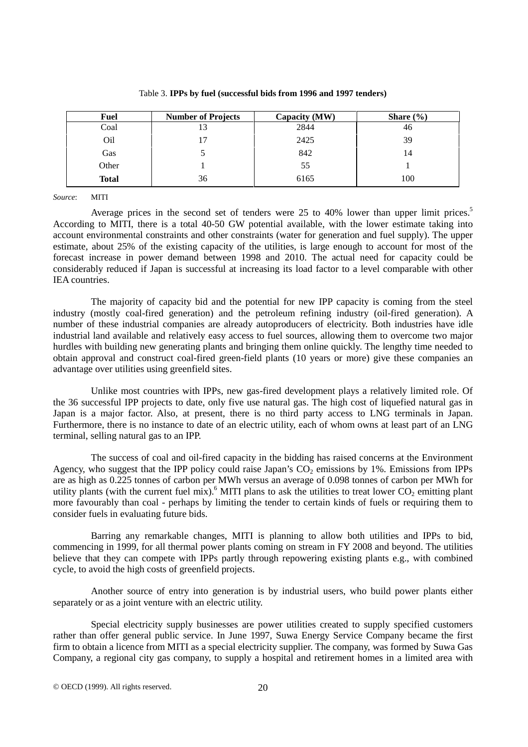Table 3. **IPPs by fuel (successful bids from 1996 and 1997 tenders)**

| Fuel | Number of Projects | Capacity (MW) | Share (%) |
|---|---|---|---|
| Coal | 13 | 2844 | 46 |
| Oil | 17 | 2425 | 39 |
| Gas | 5 | 842 | 14 |
| Other | 1 | 55 | 1 |
| **Total** | 36 | 6165 | 100 |

*Source*: MITI

Average prices in the second set of tenders were 25 to 40% lower than upper limit prices.[5] According to MITI, there is a total 40-50 GW potential available, with the lower estimate taking into account environmental constraints and other constraints (water for generation and fuel supply). The upper estimate, about 25% of the existing capacity of the utilities, is large enough to account for most of the forecast increase in power demand between 1998 and 2010. The actual need for capacity could be considerably reduced if Japan is successful at increasing its load factor to a level comparable with other IEA countries.

The majority of capacity bid and the potential for new IPP capacity is coming from the steel industry (mostly coal-fired generation) and the petroleum refining industry (oil-fired generation). A number of these industrial companies are already autoproducers of electricity. Both industries have idle industrial land available and relatively easy access to fuel sources, allowing them to overcome two major hurdles with building new generating plants and bringing them online quickly. The lengthy time needed to obtain approval and construct coal-fired green-field plants (10 years or more) give these companies an advantage over utilities using greenfield sites.

Unlike most countries with IPPs, new gas-fired development plays a relatively limited role. Of the 36 successful IPP projects to date, only five use natural gas. The high cost of liquefied natural gas in Japan is a major factor. Also, at present, there is no third party access to LNG terminals in Japan. Furthermore, there is no instance to date of an electric utility, each of whom owns at least part of an LNG terminal, selling natural gas to an IPP.

The success of coal and oil-fired capacity in the bidding has raised concerns at the Environment Agency, who suggest that the IPP policy could raise Japan's $CO_2$ emissions by 1%. Emissions from IPPs are as high as 0.225 tonnes of carbon per MWh versus an average of 0.098 tonnes of carbon per MWh for utility plants (with the current fuel mix).[6] MITI plans to ask the utilities to treat lower $CO_2$ emitting plant more favourably than coal - perhaps by limiting the tender to certain kinds of fuels or requiring them to consider fuels in evaluating future bids.

Barring any remarkable changes, MITI is planning to allow both utilities and IPPs to bid, commencing in 1999, for all thermal power plants coming on stream in FY 2008 and beyond. The utilities believe that they can compete with IPPs partly through repowering existing plants e.g., with combined cycle, to avoid the high costs of greenfield projects.

Another source of entry into generation is by industrial users, who build power plants either separately or as a joint venture with an electric utility.

Special electricity supply businesses are power utilities created to supply specified customers rather than offer general public service. In June 1997, Suwa Energy Service Company became the first firm to obtain a licence from MITI as a special electricity supplier. The company, was formed by Suwa Gas Company, a regional city gas company, to supply a hospital and retirement homes in a limited area with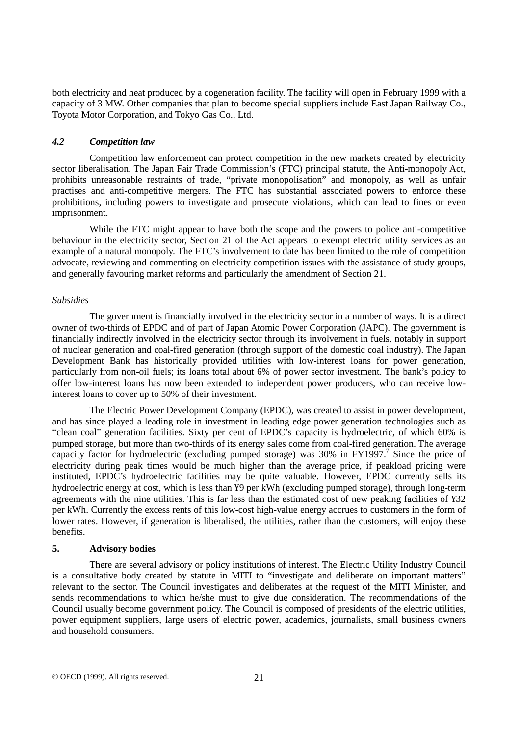both electricity and heat produced by a cogeneration facility. The facility will open in February 1999 with a capacity of 3 MW. Other companies that plan to become special suppliers include East Japan Railway Co., Toyota Motor Corporation, and Tokyo Gas Co., Ltd.

### *4.2 Competition law*

Competition law enforcement can protect competition in the new markets created by electricity sector liberalisation. The Japan Fair Trade Commission's (FTC) principal statute, the Anti-monopoly Act, prohibits unreasonable restraints of trade, "private monopolisation" and monopoly, as well as unfair practises and anti-competitive mergers. The FTC has substantial associated powers to enforce these prohibitions, including powers to investigate and prosecute violations, which can lead to fines or even imprisonment.

While the FTC might appear to have both the scope and the powers to police anti-competitive behaviour in the electricity sector, Section 21 of the Act appears to exempt electric utility services as an example of a natural monopoly. The FTC's involvement to date has been limited to the role of competition advocate, reviewing and commenting on electricity competition issues with the assistance of study groups, and generally favouring market reforms and particularly the amendment of Section 21.

*Subsidies*

The government is financially involved in the electricity sector in a number of ways. It is a direct owner of two-thirds of EPDC and of part of Japan Atomic Power Corporation (JAPC). The government is financially indirectly involved in the electricity sector through its involvement in fuels, notably in support of nuclear generation and coal-fired generation (through support of the domestic coal industry). The Japan Development Bank has historically provided utilities with low-interest loans for power generation, particularly from non-oil fuels; its loans total about 6% of power sector investment. The bank's policy to offer low-interest loans has now been extended to independent power producers, who can receive low-interest loans to cover up to 50% of their investment.

The Electric Power Development Company (EPDC), was created to assist in power development, and has since played a leading role in investment in leading edge power generation technologies such as "clean coal" generation facilities. Sixty per cent of EPDC's capacity is hydroelectric, of which 60% is pumped storage, but more than two-thirds of its energy sales come from coal-fired generation. The average capacity factor for hydroelectric (excluding pumped storage) was 30% in FY1997.[7] Since the price of electricity during peak times would be much higher than the average price, if peakload pricing were instituted, EPDC's hydroelectric facilities may be quite valuable. However, EPDC currently sells its hydroelectric energy at cost, which is less than ¥9 per kWh (excluding pumped storage), through long-term agreements with the nine utilities. This is far less than the estimated cost of new peaking facilities of ¥32 per kWh. Currently the excess rents of this low-cost high-value energy accrues to customers in the form of lower rates. However, if generation is liberalised, the utilities, rather than the customers, will enjoy these benefits.

## 5. Advisory bodies

There are several advisory or policy institutions of interest. The Electric Utility Industry Council is a consultative body created by statute in MITI to "investigate and deliberate on important matters" relevant to the sector. The Council investigates and deliberates at the request of the MITI Minister, and sends recommendations to which he/she must to give due consideration. The recommendations of the Council usually become government policy. The Council is composed of presidents of the electric utilities, power equipment suppliers, large users of electric power, academics, journalists, small business owners and household consumers.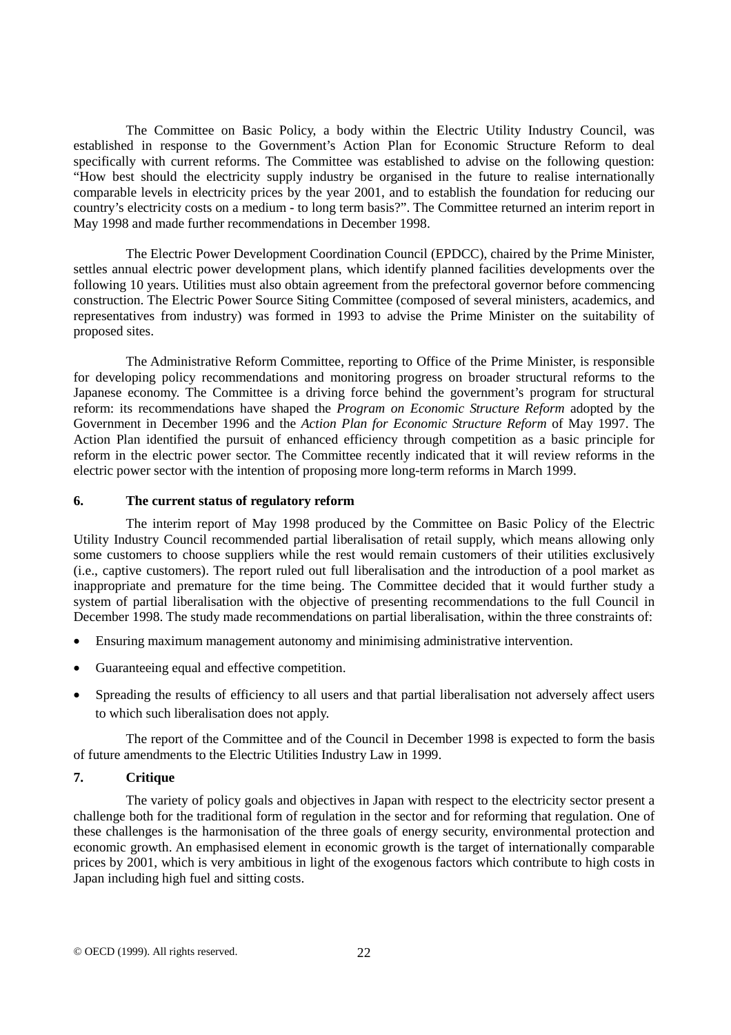The Committee on Basic Policy, a body within the Electric Utility Industry Council, was established in response to the Government's Action Plan for Economic Structure Reform to deal specifically with current reforms. The Committee was established to advise on the following question: "How best should the electricity supply industry be organised in the future to realise internationally comparable levels in electricity prices by the year 2001, and to establish the foundation for reducing our country's electricity costs on a medium - to long term basis?". The Committee returned an interim report in May 1998 and made further recommendations in December 1998.

The Electric Power Development Coordination Council (EPDCC), chaired by the Prime Minister, settles annual electric power development plans, which identify planned facilities developments over the following 10 years. Utilities must also obtain agreement from the prefectoral governor before commencing construction. The Electric Power Source Siting Committee (composed of several ministers, academics, and representatives from industry) was formed in 1993 to advise the Prime Minister on the suitability of proposed sites.

The Administrative Reform Committee, reporting to Office of the Prime Minister, is responsible for developing policy recommendations and monitoring progress on broader structural reforms to the Japanese economy. The Committee is a driving force behind the government's program for structural reform: its recommendations have shaped the *Program on Economic Structure Reform* adopted by the Government in December 1996 and the *Action Plan for Economic Structure Reform* of May 1997. The Action Plan identified the pursuit of enhanced efficiency through competition as a basic principle for reform in the electric power sector. The Committee recently indicated that it will review reforms in the electric power sector with the intention of proposing more long-term reforms in March 1999.

## 6. The current status of regulatory reform

The interim report of May 1998 produced by the Committee on Basic Policy of the Electric Utility Industry Council recommended partial liberalisation of retail supply, which means allowing only some customers to choose suppliers while the rest would remain customers of their utilities exclusively (i.e., captive customers). The report ruled out full liberalisation and the introduction of a pool market as inappropriate and premature for the time being. The Committee decided that it would further study a system of partial liberalisation with the objective of presenting recommendations to the full Council in December 1998. The study made recommendations on partial liberalisation, within the three constraints of:

- Ensuring maximum management autonomy and minimising administrative intervention.
- Guaranteeing equal and effective competition.
- Spreading the results of efficiency to all users and that partial liberalisation not adversely affect users to which such liberalisation does not apply.

The report of the Committee and of the Council in December 1998 is expected to form the basis of future amendments to the Electric Utilities Industry Law in 1999.

## 7. Critique

The variety of policy goals and objectives in Japan with respect to the electricity sector present a challenge both for the traditional form of regulation in the sector and for reforming that regulation. One of these challenges is the harmonisation of the three goals of energy security, environmental protection and economic growth. An emphasised element in economic growth is the target of internationally comparable prices by 2001, which is very ambitious in light of the exogenous factors which contribute to high costs in Japan including high fuel and sitting costs.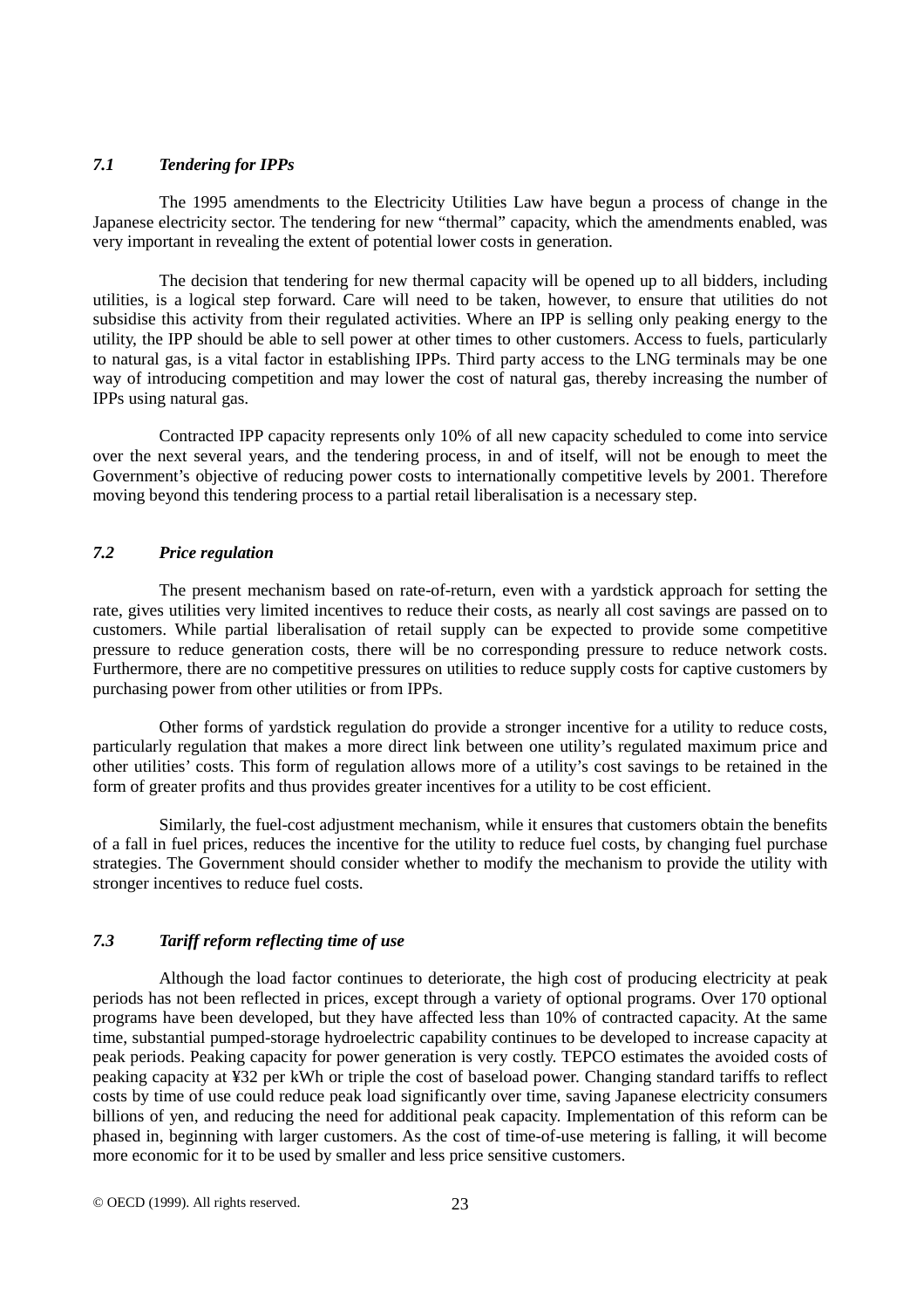### *7.1 Tendering for IPPs*

The 1995 amendments to the Electricity Utilities Law have begun a process of change in the Japanese electricity sector. The tendering for new “thermal” capacity, which the amendments enabled, was very important in revealing the extent of potential lower costs in generation.

The decision that tendering for new thermal capacity will be opened up to all bidders, including utilities, is a logical step forward. Care will need to be taken, however, to ensure that utilities do not subsidise this activity from their regulated activities. Where an IPP is selling only peaking energy to the utility, the IPP should be able to sell power at other times to other customers. Access to fuels, particularly to natural gas, is a vital factor in establishing IPPs. Third party access to the LNG terminals may be one way of introducing competition and may lower the cost of natural gas, thereby increasing the number of IPPs using natural gas.

Contracted IPP capacity represents only 10% of all new capacity scheduled to come into service over the next several years, and the tendering process, in and of itself, will not be enough to meet the Government’s objective of reducing power costs to internationally competitive levels by 2001. Therefore moving beyond this tendering process to a partial retail liberalisation is a necessary step.

### *7.2 Price regulation*

The present mechanism based on rate-of-return, even with a yardstick approach for setting the rate, gives utilities very limited incentives to reduce their costs, as nearly all cost savings are passed on to customers. While partial liberalisation of retail supply can be expected to provide some competitive pressure to reduce generation costs, there will be no corresponding pressure to reduce network costs. Furthermore, there are no competitive pressures on utilities to reduce supply costs for captive customers by purchasing power from other utilities or from IPPs.

Other forms of yardstick regulation do provide a stronger incentive for a utility to reduce costs, particularly regulation that makes a more direct link between one utility’s regulated maximum price and other utilities’ costs. This form of regulation allows more of a utility’s cost savings to be retained in the form of greater profits and thus provides greater incentives for a utility to be cost efficient.

Similarly, the fuel-cost adjustment mechanism, while it ensures that customers obtain the benefits of a fall in fuel prices, reduces the incentive for the utility to reduce fuel costs, by changing fuel purchase strategies. The Government should consider whether to modify the mechanism to provide the utility with stronger incentives to reduce fuel costs.

### *7.3 Tariff reform reflecting time of use*

Although the load factor continues to deteriorate, the high cost of producing electricity at peak periods has not been reflected in prices, except through a variety of optional programs. Over 170 optional programs have been developed, but they have affected less than 10% of contracted capacity. At the same time, substantial pumped-storage hydroelectric capability continues to be developed to increase capacity at peak periods. Peaking capacity for power generation is very costly. TEPCO estimates the avoided costs of peaking capacity at ¥32 per kWh or triple the cost of baseload power. Changing standard tariffs to reflect costs by time of use could reduce peak load significantly over time, saving Japanese electricity consumers billions of yen, and reducing the need for additional peak capacity. Implementation of this reform can be phased in, beginning with larger customers. As the cost of time-of-use metering is falling, it will become more economic for it to be used by smaller and less price sensitive customers.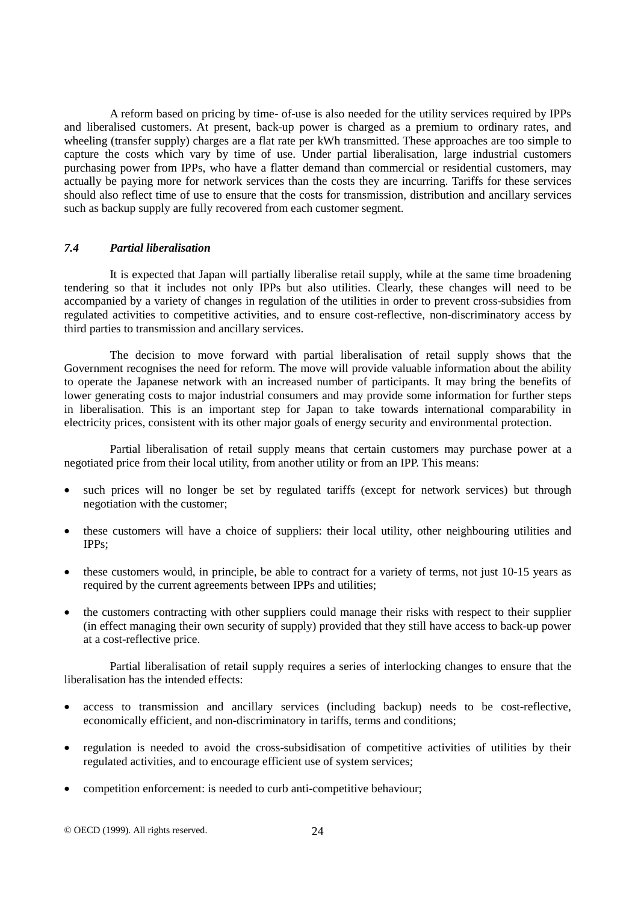A reform based on pricing by time- of-use is also needed for the utility services required by IPPs and liberalised customers. At present, back-up power is charged as a premium to ordinary rates, and wheeling (transfer supply) charges are a flat rate per kWh transmitted. These approaches are too simple to capture the costs which vary by time of use. Under partial liberalisation, large industrial customers purchasing power from IPPs, who have a flatter demand than commercial or residential customers, may actually be paying more for network services than the costs they are incurring. Tariffs for these services should also reflect time of use to ensure that the costs for transmission, distribution and ancillary services such as backup supply are fully recovered from each customer segment.

### *7.4 Partial liberalisation*

It is expected that Japan will partially liberalise retail supply, while at the same time broadening tendering so that it includes not only IPPs but also utilities. Clearly, these changes will need to be accompanied by a variety of changes in regulation of the utilities in order to prevent cross-subsidies from regulated activities to competitive activities, and to ensure cost-reflective, non-discriminatory access by third parties to transmission and ancillary services.

The decision to move forward with partial liberalisation of retail supply shows that the Government recognises the need for reform. The move will provide valuable information about the ability to operate the Japanese network with an increased number of participants. It may bring the benefits of lower generating costs to major industrial consumers and may provide some information for further steps in liberalisation. This is an important step for Japan to take towards international comparability in electricity prices, consistent with its other major goals of energy security and environmental protection.

Partial liberalisation of retail supply means that certain customers may purchase power at a negotiated price from their local utility, from another utility or from an IPP. This means:

- such prices will no longer be set by regulated tariffs (except for network services) but through negotiation with the customer;
- these customers will have a choice of suppliers: their local utility, other neighbouring utilities and IPPs;
- these customers would, in principle, be able to contract for a variety of terms, not just 10-15 years as required by the current agreements between IPPs and utilities;
- the customers contracting with other suppliers could manage their risks with respect to their supplier (in effect managing their own security of supply) provided that they still have access to back-up power at a cost-reflective price.

Partial liberalisation of retail supply requires a series of interlocking changes to ensure that the liberalisation has the intended effects:

- access to transmission and ancillary services (including backup) needs to be cost-reflective, economically efficient, and non-discriminatory in tariffs, terms and conditions;
- regulation is needed to avoid the cross-subsidisation of competitive activities of utilities by their regulated activities, and to encourage efficient use of system services;
- competition enforcement: is needed to curb anti-competitive behaviour;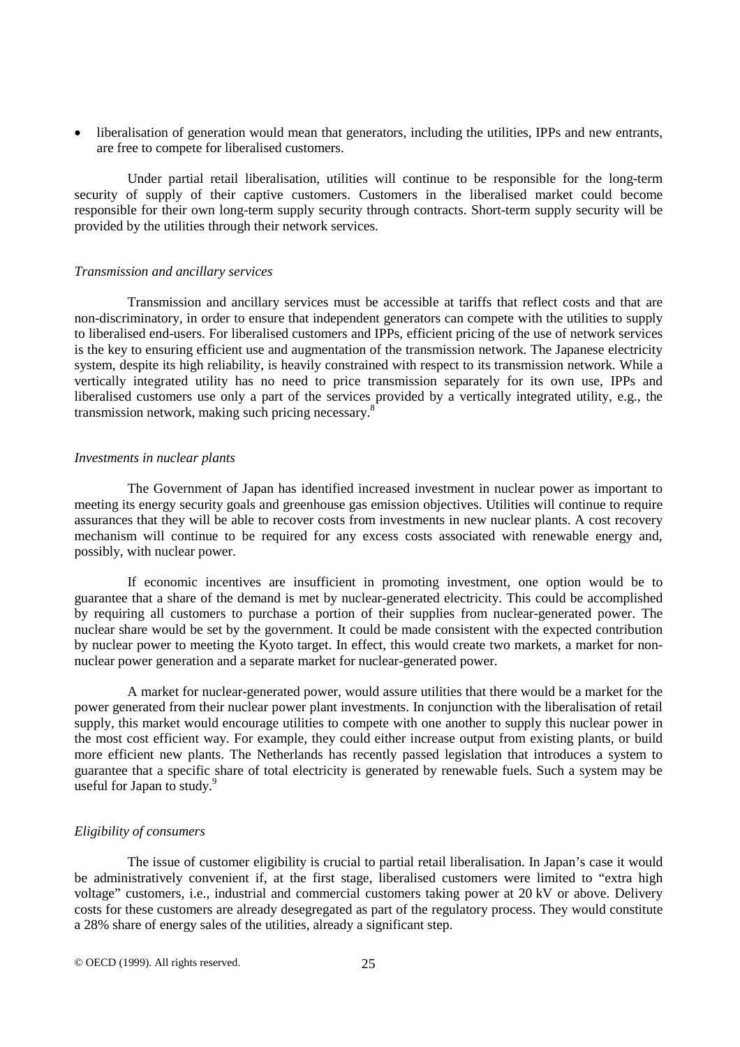- liberalisation of generation would mean that generators, including the utilities, IPPs and new entrants, are free to compete for liberalised customers.

Under partial retail liberalisation, utilities will continue to be responsible for the long-term security of supply of their captive customers. Customers in the liberalised market could become responsible for their own long-term supply security through contracts. Short-term supply security will be provided by the utilities through their network services.

*Transmission and ancillary services*

Transmission and ancillary services must be accessible at tariffs that reflect costs and that are non-discriminatory, in order to ensure that independent generators can compete with the utilities to supply to liberalised end-users. For liberalised customers and IPPs, efficient pricing of the use of network services is the key to ensuring efficient use and augmentation of the transmission network. The Japanese electricity system, despite its high reliability, is heavily constrained with respect to its transmission network. While a vertically integrated utility has no need to price transmission separately for its own use, IPPs and liberalised customers use only a part of the services provided by a vertically integrated utility, e.g., the transmission network, making such pricing necessary.[8]

*Investments in nuclear plants*

The Government of Japan has identified increased investment in nuclear power as important to meeting its energy security goals and greenhouse gas emission objectives. Utilities will continue to require assurances that they will be able to recover costs from investments in new nuclear plants. A cost recovery mechanism will continue to be required for any excess costs associated with renewable energy and, possibly, with nuclear power.

If economic incentives are insufficient in promoting investment, one option would be to guarantee that a share of the demand is met by nuclear-generated electricity. This could be accomplished by requiring all customers to purchase a portion of their supplies from nuclear-generated power. The nuclear share would be set by the government. It could be made consistent with the expected contribution by nuclear power to meeting the Kyoto target. In effect, this would create two markets, a market for non-nuclear power generation and a separate market for nuclear-generated power.

A market for nuclear-generated power, would assure utilities that there would be a market for the power generated from their nuclear power plant investments. In conjunction with the liberalisation of retail supply, this market would encourage utilities to compete with one another to supply this nuclear power in the most cost efficient way. For example, they could either increase output from existing plants, or build more efficient new plants. The Netherlands has recently passed legislation that introduces a system to guarantee that a specific share of total electricity is generated by renewable fuels. Such a system may be useful for Japan to study.[9]

*Eligibility of consumers*

The issue of customer eligibility is crucial to partial retail liberalisation. In Japan's case it would be administratively convenient if, at the first stage, liberalised customers were limited to "extra high voltage" customers, i.e., industrial and commercial customers taking power at 20 kV or above. Delivery costs for these customers are already desegregated as part of the regulatory process. They would constitute a 28% share of energy sales of the utilities, already a significant step.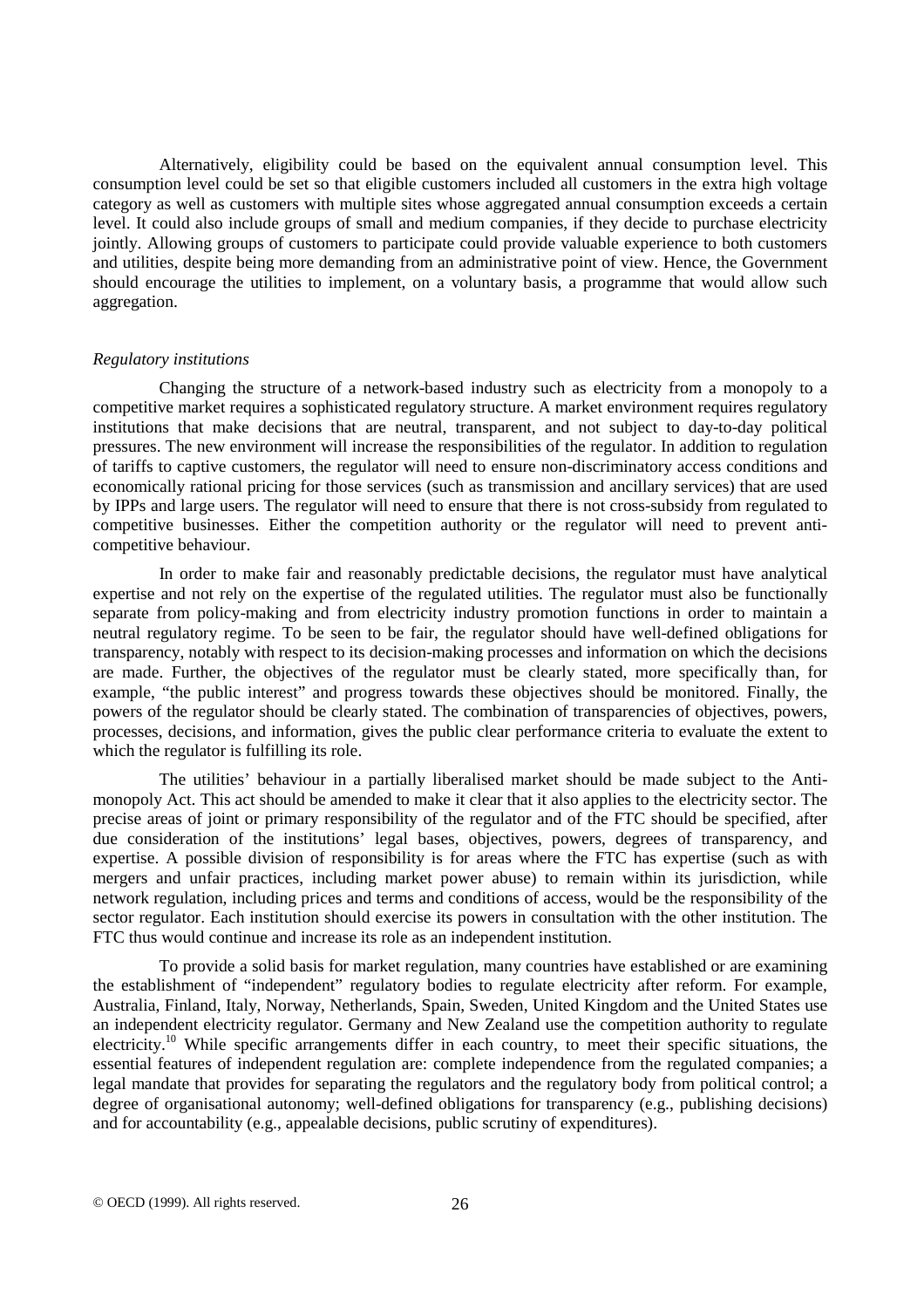Alternatively, eligibility could be based on the equivalent annual consumption level. This consumption level could be set so that eligible customers included all customers in the extra high voltage category as well as customers with multiple sites whose aggregated annual consumption exceeds a certain level. It could also include groups of small and medium companies, if they decide to purchase electricity jointly. Allowing groups of customers to participate could provide valuable experience to both customers and utilities, despite being more demanding from an administrative point of view. Hence, the Government should encourage the utilities to implement, on a voluntary basis, a programme that would allow such aggregation.

*Regulatory institutions*

Changing the structure of a network-based industry such as electricity from a monopoly to a competitive market requires a sophisticated regulatory structure. A market environment requires regulatory institutions that make decisions that are neutral, transparent, and not subject to day-to-day political pressures. The new environment will increase the responsibilities of the regulator. In addition to regulation of tariffs to captive customers, the regulator will need to ensure non-discriminatory access conditions and economically rational pricing for those services (such as transmission and ancillary services) that are used by IPPs and large users. The regulator will need to ensure that there is not cross-subsidy from regulated to competitive businesses. Either the competition authority or the regulator will need to prevent anti-competitive behaviour.

In order to make fair and reasonably predictable decisions, the regulator must have analytical expertise and not rely on the expertise of the regulated utilities. The regulator must also be functionally separate from policy-making and from electricity industry promotion functions in order to maintain a neutral regulatory regime. To be seen to be fair, the regulator should have well-defined obligations for transparency, notably with respect to its decision-making processes and information on which the decisions are made. Further, the objectives of the regulator must be clearly stated, more specifically than, for example, "the public interest" and progress towards these objectives should be monitored. Finally, the powers of the regulator should be clearly stated. The combination of transparencies of objectives, powers, processes, decisions, and information, gives the public clear performance criteria to evaluate the extent to which the regulator is fulfilling its role.

The utilities' behaviour in a partially liberalised market should be made subject to the Anti-monopoly Act. This act should be amended to make it clear that it also applies to the electricity sector. The precise areas of joint or primary responsibility of the regulator and of the FTC should be specified, after due consideration of the institutions' legal bases, objectives, powers, degrees of transparency, and expertise. A possible division of responsibility is for areas where the FTC has expertise (such as with mergers and unfair practices, including market power abuse) to remain within its jurisdiction, while network regulation, including prices and terms and conditions of access, would be the responsibility of the sector regulator. Each institution should exercise its powers in consultation with the other institution. The FTC thus would continue and increase its role as an independent institution.

To provide a solid basis for market regulation, many countries have established or are examining the establishment of "independent" regulatory bodies to regulate electricity after reform. For example, Australia, Finland, Italy, Norway, Netherlands, Spain, Sweden, United Kingdom and the United States use an independent electricity regulator. Germany and New Zealand use the competition authority to regulate electricity.[10] While specific arrangements differ in each country, to meet their specific situations, the essential features of independent regulation are: complete independence from the regulated companies; a legal mandate that provides for separating the regulators and the regulatory body from political control; a degree of organisational autonomy; well-defined obligations for transparency (e.g., publishing decisions) and for accountability (e.g., appealable decisions, public scrutiny of expenditures).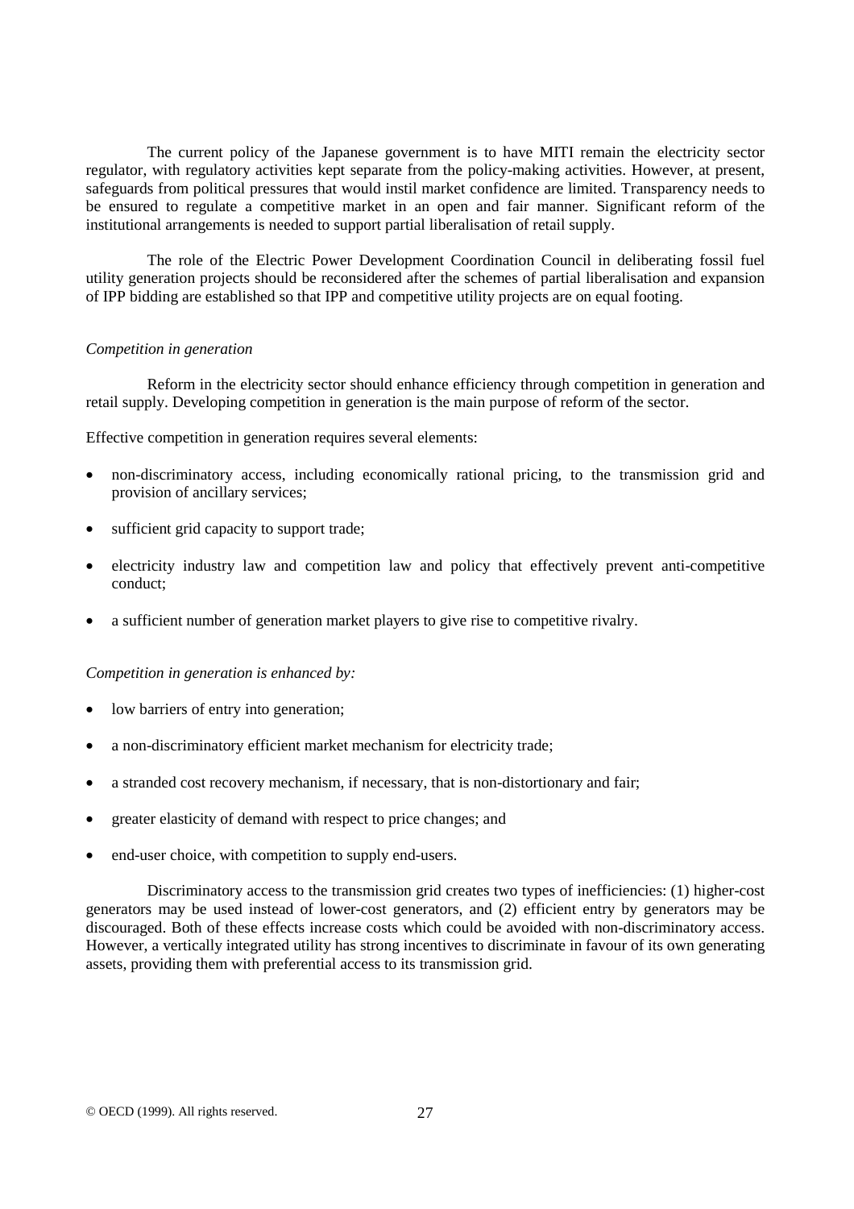The current policy of the Japanese government is to have MITI remain the electricity sector regulator, with regulatory activities kept separate from the policy-making activities. However, at present, safeguards from political pressures that would instil market confidence are limited. Transparency needs to be ensured to regulate a competitive market in an open and fair manner. Significant reform of the institutional arrangements is needed to support partial liberalisation of retail supply.

The role of the Electric Power Development Coordination Council in deliberating fossil fuel utility generation projects should be reconsidered after the schemes of partial liberalisation and expansion of IPP bidding are established so that IPP and competitive utility projects are on equal footing.

*Competition in generation*

Reform in the electricity sector should enhance efficiency through competition in generation and retail supply. Developing competition in generation is the main purpose of reform of the sector.

Effective competition in generation requires several elements:

- non-discriminatory access, including economically rational pricing, to the transmission grid and provision of ancillary services;
- sufficient grid capacity to support trade;
- electricity industry law and competition law and policy that effectively prevent anti-competitive conduct;
- a sufficient number of generation market players to give rise to competitive rivalry.

*Competition in generation is enhanced by:*

- low barriers of entry into generation;
- a non-discriminatory efficient market mechanism for electricity trade;
- a stranded cost recovery mechanism, if necessary, that is non-distortionary and fair;
- greater elasticity of demand with respect to price changes; and
- end-user choice, with competition to supply end-users.

Discriminatory access to the transmission grid creates two types of inefficiencies: (1) higher-cost generators may be used instead of lower-cost generators, and (2) efficient entry by generators may be discouraged. Both of these effects increase costs which could be avoided with non-discriminatory access. However, a vertically integrated utility has strong incentives to discriminate in favour of its own generating assets, providing them with preferential access to its transmission grid.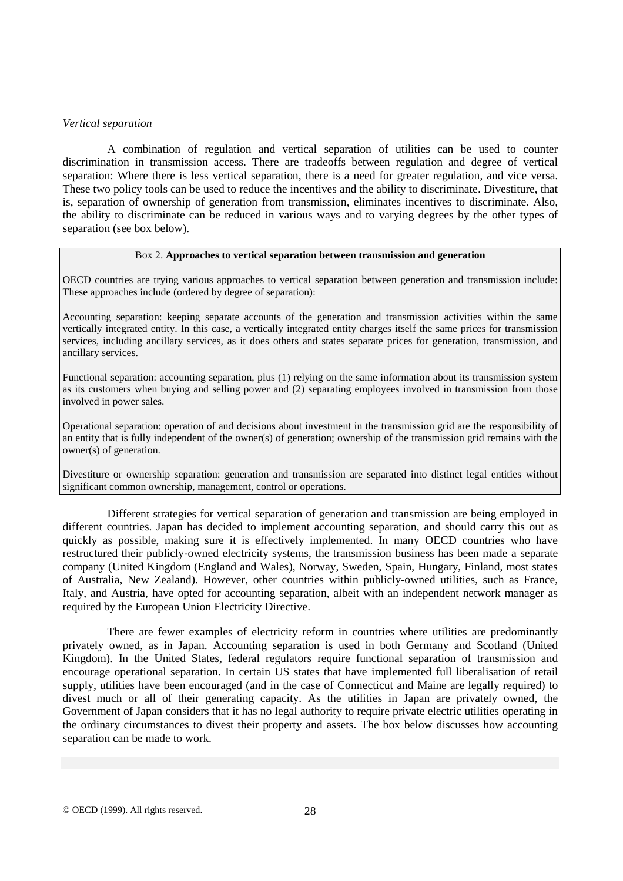*Vertical separation*

A combination of regulation and vertical separation of utilities can be used to counter discrimination in transmission access. There are tradeoffs between regulation and degree of vertical separation: Where there is less vertical separation, there is a need for greater regulation, and vice versa. These two policy tools can be used to reduce the incentives and the ability to discriminate. Divestiture, that is, separation of ownership of generation from transmission, eliminates incentives to discriminate. Also, the ability to discriminate can be reduced in various ways and to varying degrees by the other types of separation (see box below).

> Box 2. **Approaches to vertical separation between transmission and generation**
>
> OECD countries are trying various approaches to vertical separation between generation and transmission include: These approaches include (ordered by degree of separation):
>
> Accounting separation: keeping separate accounts of the generation and transmission activities within the same vertically integrated entity. In this case, a vertically integrated entity charges itself the same prices for transmission services, including ancillary services, as it does others and states separate prices for generation, transmission, and ancillary services.
>
> Functional separation: accounting separation, plus (1) relying on the same information about its transmission system as its customers when buying and selling power and (2) separating employees involved in transmission from those involved in power sales.
>
> Operational separation: operation of and decisions about investment in the transmission grid are the responsibility of an entity that is fully independent of the owner(s) of generation; ownership of the transmission grid remains with the owner(s) of generation.
>
> Divestiture or ownership separation: generation and transmission are separated into distinct legal entities without significant common ownership, management, control or operations.

Different strategies for vertical separation of generation and transmission are being employed in different countries. Japan has decided to implement accounting separation, and should carry this out as quickly as possible, making sure it is effectively implemented. In many OECD countries who have restructured their publicly-owned electricity systems, the transmission business has been made a separate company (United Kingdom (England and Wales), Norway, Sweden, Spain, Hungary, Finland, most states of Australia, New Zealand). However, other countries within publicly-owned utilities, such as France, Italy, and Austria, have opted for accounting separation, albeit with an independent network manager as required by the European Union Electricity Directive.

There are fewer examples of electricity reform in countries where utilities are predominantly privately owned, as in Japan. Accounting separation is used in both Germany and Scotland (United Kingdom). In the United States, federal regulators require functional separation of transmission and encourage operational separation. In certain US states that have implemented full liberalisation of retail supply, utilities have been encouraged (and in the case of Connecticut and Maine are legally required) to divest much or all of their generating capacity. As the utilities in Japan are privately owned, the Government of Japan considers that it has no legal authority to require private electric utilities operating in the ordinary circumstances to divest their property and assets. The box below discusses how accounting separation can be made to work.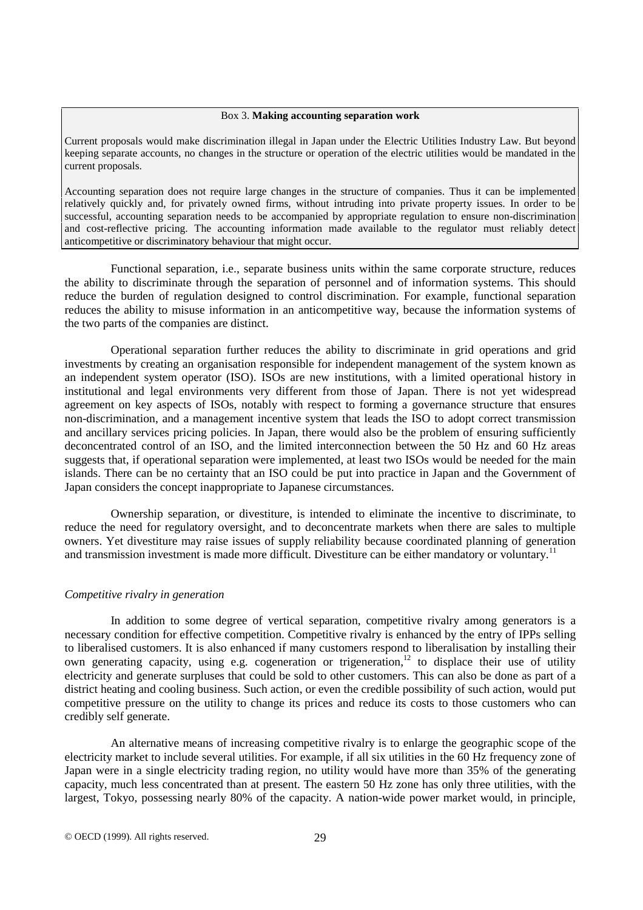Box 3. **Making accounting separation work**

Current proposals would make discrimination illegal in Japan under the Electric Utilities Industry Law. But beyond keeping separate accounts, no changes in the structure or operation of the electric utilities would be mandated in the current proposals.

Accounting separation does not require large changes in the structure of companies. Thus it can be implemented relatively quickly and, for privately owned firms, without intruding into private property issues. In order to be successful, accounting separation needs to be accompanied by appropriate regulation to ensure non-discrimination and cost-reflective pricing. The accounting information made available to the regulator must reliably detect anticompetitive or discriminatory behaviour that might occur.

Functional separation, i.e., separate business units within the same corporate structure, reduces the ability to discriminate through the separation of personnel and of information systems. This should reduce the burden of regulation designed to control discrimination. For example, functional separation reduces the ability to misuse information in an anticompetitive way, because the information systems of the two parts of the companies are distinct.

Operational separation further reduces the ability to discriminate in grid operations and grid investments by creating an organisation responsible for independent management of the system known as an independent system operator (ISO). ISOs are new institutions, with a limited operational history in institutional and legal environments very different from those of Japan. There is not yet widespread agreement on key aspects of ISOs, notably with respect to forming a governance structure that ensures non-discrimination, and a management incentive system that leads the ISO to adopt correct transmission and ancillary services pricing policies. In Japan, there would also be the problem of ensuring sufficiently deconcentrated control of an ISO, and the limited interconnection between the 50 Hz and 60 Hz areas suggests that, if operational separation were implemented, at least two ISOs would be needed for the main islands. There can be no certainty that an ISO could be put into practice in Japan and the Government of Japan considers the concept inappropriate to Japanese circumstances.

Ownership separation, or divestiture, is intended to eliminate the incentive to discriminate, to reduce the need for regulatory oversight, and to deconcentrate markets when there are sales to multiple owners. Yet divestiture may raise issues of supply reliability because coordinated planning of generation and transmission investment is made more difficult. Divestiture can be either mandatory or voluntary.[11]

*Competitive rivalry in generation*

In addition to some degree of vertical separation, competitive rivalry among generators is a necessary condition for effective competition. Competitive rivalry is enhanced by the entry of IPPs selling to liberalised customers. It is also enhanced if many customers respond to liberalisation by installing their own generating capacity, using e.g. cogeneration or trigeneration,[12] to displace their use of utility electricity and generate surpluses that could be sold to other customers. This can also be done as part of a district heating and cooling business. Such action, or even the credible possibility of such action, would put competitive pressure on the utility to change its prices and reduce its costs to those customers who can credibly self generate.

An alternative means of increasing competitive rivalry is to enlarge the geographic scope of the electricity market to include several utilities. For example, if all six utilities in the 60 Hz frequency zone of Japan were in a single electricity trading region, no utility would have more than 35% of the generating capacity, much less concentrated than at present. The eastern 50 Hz zone has only three utilities, with the largest, Tokyo, possessing nearly 80% of the capacity. A nation-wide power market would, in principle,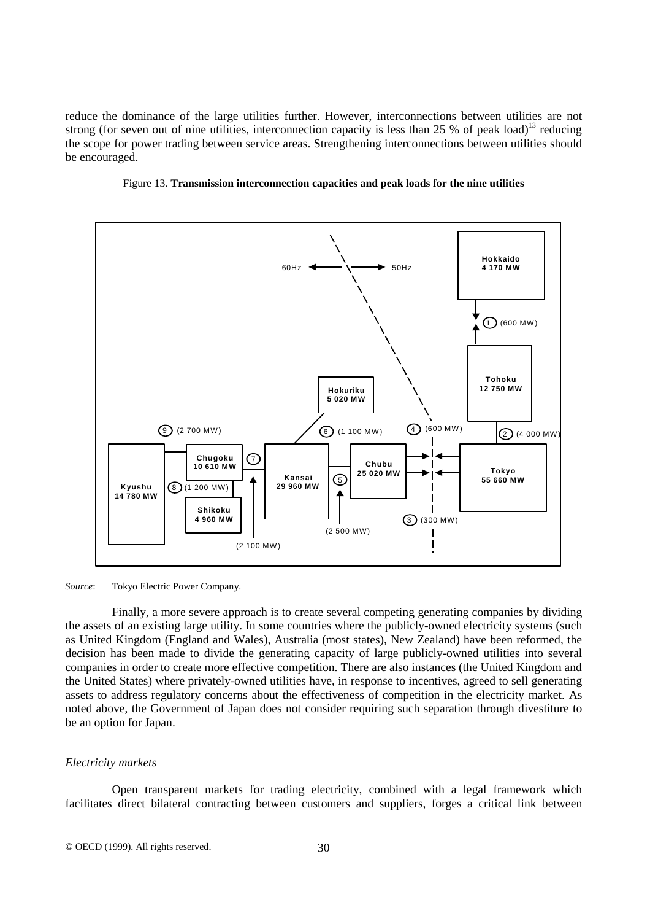reduce the dominance of the large utilities further. However, interconnections between utilities are not strong (for seven out of nine utilities, interconnection capacity is less than 25 % of peak load)[13] reducing the scope for power trading between service areas. Strengthening interconnections between utilities should be encouraged.

Figure 13. **Transmission interconnection capacities and peak loads for the nine utilities**

60Hz ← → 50Hz

**Hokkaido 4 170 MW**

1 (600 MW)

**Tohoku 12 750 MW**

2 (4 000 MW)

**Tokyo 55 660 MW**

3 (300 MW)

4 (600 MW)

**Chubu 25 020 MW**

5 (2 500 MW)

**Hokuriku 5 020 MW**

6 (1 100 MW)

**Kansai 29 960 MW**

7 (2 100 MW)

**Chugoku 10 610 MW**

8 (1 200 MW)

**Shikoku 4 960 MW**

9 (2 700 MW)

**Kyushu 14 780 MW**

*Source*: Tokyo Electric Power Company.

Finally, a more severe approach is to create several competing generating companies by dividing the assets of an existing large utility. In some countries where the publicly-owned electricity systems (such as United Kingdom (England and Wales), Australia (most states), New Zealand) have been reformed, the decision has been made to divide the generating capacity of large publicly-owned utilities into several companies in order to create more effective competition. There are also instances (the United Kingdom and the United States) where privately-owned utilities have, in response to incentives, agreed to sell generating assets to address regulatory concerns about the effectiveness of competition in the electricity market. As noted above, the Government of Japan does not consider requiring such separation through divestiture to be an option for Japan.

*Electricity markets*

Open transparent markets for trading electricity, combined with a legal framework which facilitates direct bilateral contracting between customers and suppliers, forges a critical link between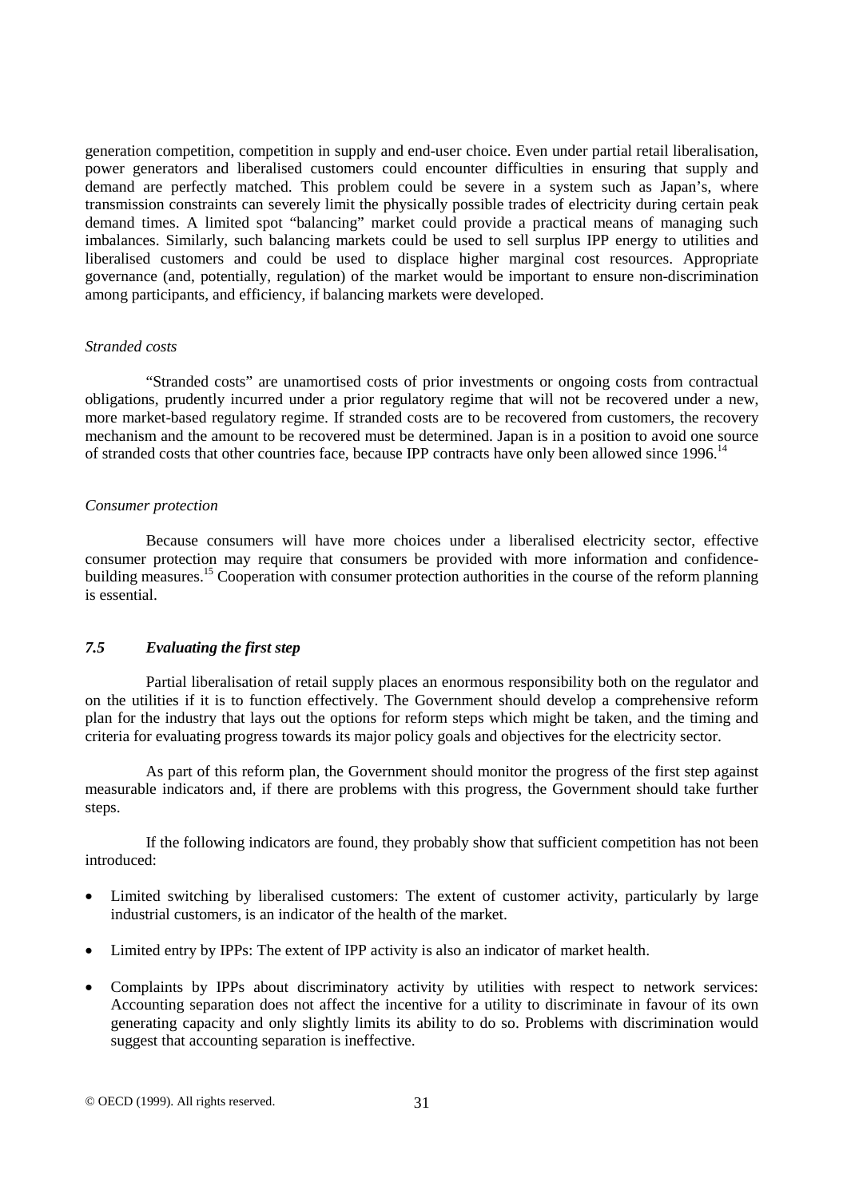generation competition, competition in supply and end-user choice. Even under partial retail liberalisation, power generators and liberalised customers could encounter difficulties in ensuring that supply and demand are perfectly matched. This problem could be severe in a system such as Japan's, where transmission constraints can severely limit the physically possible trades of electricity during certain peak demand times. A limited spot "balancing" market could provide a practical means of managing such imbalances. Similarly, such balancing markets could be used to sell surplus IPP energy to utilities and liberalised customers and could be used to displace higher marginal cost resources. Appropriate governance (and, potentially, regulation) of the market would be important to ensure non-discrimination among participants, and efficiency, if balancing markets were developed.

*Stranded costs*

"Stranded costs" are unamortised costs of prior investments or ongoing costs from contractual obligations, prudently incurred under a prior regulatory regime that will not be recovered under a new, more market-based regulatory regime. If stranded costs are to be recovered from customers, the recovery mechanism and the amount to be recovered must be determined. Japan is in a position to avoid one source of stranded costs that other countries face, because IPP contracts have only been allowed since 1996.[14]

*Consumer protection*

Because consumers will have more choices under a liberalised electricity sector, effective consumer protection may require that consumers be provided with more information and confidence-building measures.[15] Cooperation with consumer protection authorities in the course of the reform planning is essential.

### *7.5 Evaluating the first step*

Partial liberalisation of retail supply places an enormous responsibility both on the regulator and on the utilities if it is to function effectively. The Government should develop a comprehensive reform plan for the industry that lays out the options for reform steps which might be taken, and the timing and criteria for evaluating progress towards its major policy goals and objectives for the electricity sector.

As part of this reform plan, the Government should monitor the progress of the first step against measurable indicators and, if there are problems with this progress, the Government should take further steps.

If the following indicators are found, they probably show that sufficient competition has not been introduced:

- Limited switching by liberalised customers: The extent of customer activity, particularly by large industrial customers, is an indicator of the health of the market.
- Limited entry by IPPs: The extent of IPP activity is also an indicator of market health.
- Complaints by IPPs about discriminatory activity by utilities with respect to network services: Accounting separation does not affect the incentive for a utility to discriminate in favour of its own generating capacity and only slightly limits its ability to do so. Problems with discrimination would suggest that accounting separation is ineffective.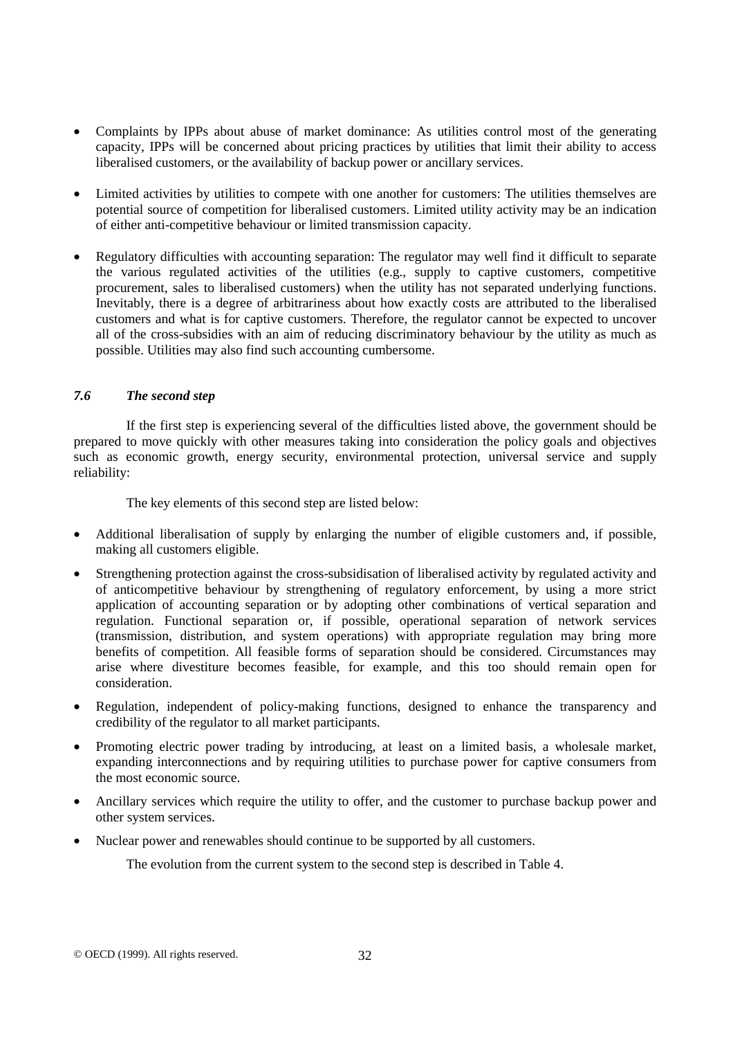- Complaints by IPPs about abuse of market dominance: As utilities control most of the generating capacity, IPPs will be concerned about pricing practices by utilities that limit their ability to access liberalised customers, or the availability of backup power or ancillary services.

- Limited activities by utilities to compete with one another for customers: The utilities themselves are potential source of competition for liberalised customers. Limited utility activity may be an indication of either anti-competitive behaviour or limited transmission capacity.

- Regulatory difficulties with accounting separation: The regulator may well find it difficult to separate the various regulated activities of the utilities (e.g., supply to captive customers, competitive procurement, sales to liberalised customers) when the utility has not separated underlying functions. Inevitably, there is a degree of arbitrariness about how exactly costs are attributed to the liberalised customers and what is for captive customers. Therefore, the regulator cannot be expected to uncover all of the cross-subsidies with an aim of reducing discriminatory behaviour by the utility as much as possible. Utilities may also find such accounting cumbersome.

### *7.6 The second step*

If the first step is experiencing several of the difficulties listed above, the government should be prepared to move quickly with other measures taking into consideration the policy goals and objectives such as economic growth, energy security, environmental protection, universal service and supply reliability:

The key elements of this second step are listed below:

- Additional liberalisation of supply by enlarging the number of eligible customers and, if possible, making all customers eligible.

- Strengthening protection against the cross-subsidisation of liberalised activity by regulated activity and of anticompetitive behaviour by strengthening of regulatory enforcement, by using a more strict application of accounting separation or by adopting other combinations of vertical separation and regulation. Functional separation or, if possible, operational separation of network services (transmission, distribution, and system operations) with appropriate regulation may bring more benefits of competition. All feasible forms of separation should be considered. Circumstances may arise where divestiture becomes feasible, for example, and this too should remain open for consideration.

- Regulation, independent of policy-making functions, designed to enhance the transparency and credibility of the regulator to all market participants.

- Promoting electric power trading by introducing, at least on a limited basis, a wholesale market, expanding interconnections and by requiring utilities to purchase power for captive consumers from the most economic source.

- Ancillary services which require the utility to offer, and the customer to purchase backup power and other system services.

- Nuclear power and renewables should continue to be supported by all customers.

The evolution from the current system to the second step is described in Table 4.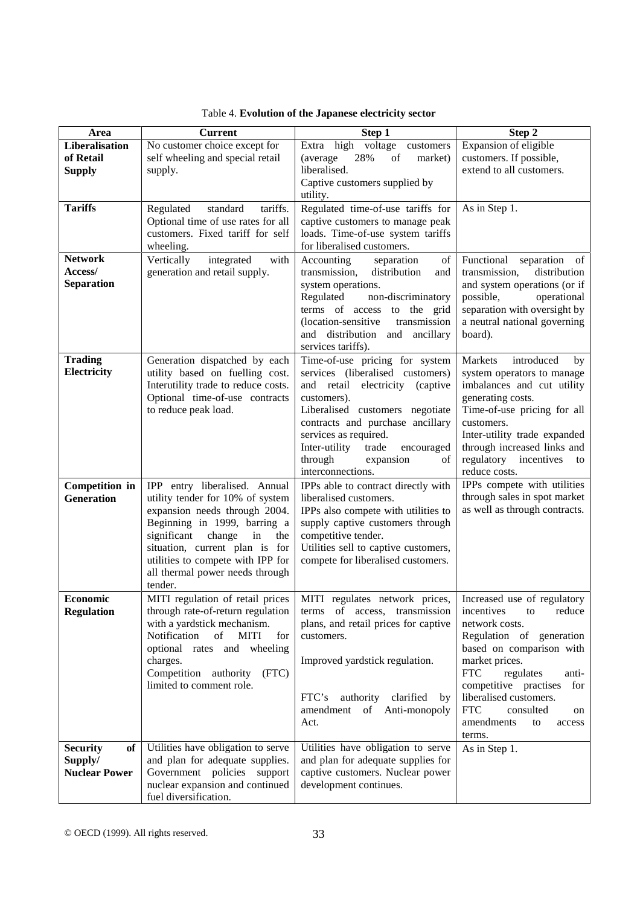Table 4. **Evolution of the Japanese electricity sector**

| Area | Current | Step 1 | Step 2 |
|---|---|---|---|
| **Liberalisation of Retail Supply** | No customer choice except for self wheeling and special retail supply. | Extra high voltage customers (average 28% of market) liberalised.<br>Captive customers supplied by utility. | Expansion of eligible customers. If possible, extend to all customers. |
| **Tariffs** | Regulated standard tariffs. Optional time of use rates for all customers. Fixed tariff for self wheeling. | Regulated time-of-use tariffs for captive customers to manage peak loads. Time-of-use system tariffs for liberalised customers. | As in Step 1. |
| **Network Access/ Separation** | Vertically integrated with generation and retail supply. | Accounting separation of transmission, distribution and system operations.<br>Regulated non-discriminatory terms of access to the grid (location-sensitive transmission and distribution and ancillary services tariffs). | Functional separation of transmission, distribution and system operations (or if possible, operational separation with oversight by a neutral national governing board). |
| **Trading Electricity** | Generation dispatched by each utility based on fuelling cost. Interutility trade to reduce costs. Optional time-of-use contracts to reduce peak load. | Time-of-use pricing for system services (liberalised customers) and retail electricity (captive customers).<br>Liberalised customers negotiate contracts and purchase ancillary services as required.<br>Inter-utility trade encouraged through expansion of interconnections. | Markets introduced by system operators to manage imbalances and cut utility generating costs.<br>Time-of-use pricing for all customers.<br>Inter-utility trade expanded through increased links and regulatory incentives to reduce costs. |
| **Competition in Generation** | IPP entry liberalised. Annual utility tender for 10% of system expansion needs through 2004. Beginning in 1999, barring a significant change in the situation, current plan is for utilities to compete with IPP for all thermal power needs through tender. | IPPs able to contract directly with liberalised customers.<br>IPPs also compete with utilities to supply captive customers through competitive tender.<br>Utilities sell to captive customers, compete for liberalised customers. | IPPs compete with utilities through sales in spot market as well as through contracts. |
| **Economic Regulation** | MITI regulation of retail prices through rate-of-return regulation with a yardstick mechanism.<br>Notification of MITI for optional rates and wheeling charges.<br>Competition authority (FTC) limited to comment role. | MITI regulates network prices, terms of access, transmission plans, and retail prices for captive customers.<br><br>Improved yardstick regulation.<br><br>FTC's authority clarified by amendment of Anti-monopoly Act. | Increased use of regulatory incentives to reduce network costs.<br>Regulation of generation based on comparison with market prices.<br>FTC regulates anti-competitive practises for liberalised customers.<br>FTC consulted on amendments to access terms. |
| **Security of Supply/ Nuclear Power** | Utilities have obligation to serve and plan for adequate supplies. Government policies support nuclear expansion and continued fuel diversification. | Utilities have obligation to serve and plan for adequate supplies for captive customers. Nuclear power development continues. | As in Step 1. |

© OECD (1999). All rights reserved.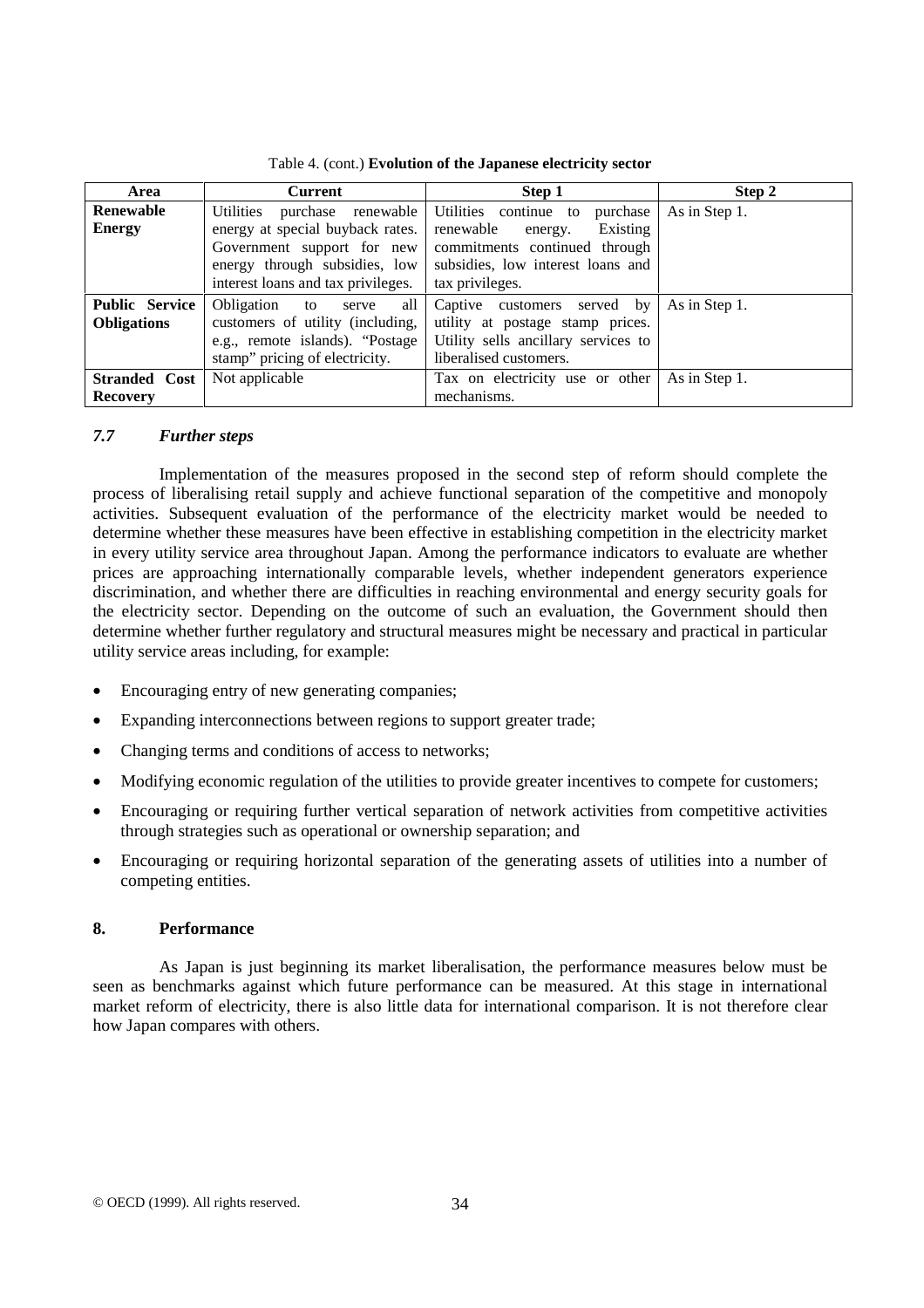Table 4. (cont.) **Evolution of the Japanese electricity sector**

| Area | Current | Step 1 | Step 2 |
| --- | --- | --- | --- |
| **Renewable Energy** | Utilities purchase renewable energy at special buyback rates. Government support for new energy through subsidies, low interest loans and tax privileges. | Utilities continue to purchase renewable energy. Existing commitments continued through subsidies, low interest loans and tax privileges. | As in Step 1. |
| **Public Service Obligations** | Obligation to serve all customers of utility (including, e.g., remote islands). "Postage stamp" pricing of electricity. | Captive customers served by utility at postage stamp prices. Utility sells ancillary services to liberalised customers. | As in Step 1. |
| **Stranded Cost Recovery** | Not applicable | Tax on electricity use or other mechanisms. | As in Step 1. |

### *7.7 Further steps*

Implementation of the measures proposed in the second step of reform should complete the process of liberalising retail supply and achieve functional separation of the competitive and monopoly activities. Subsequent evaluation of the performance of the electricity market would be needed to determine whether these measures have been effective in establishing competition in the electricity market in every utility service area throughout Japan. Among the performance indicators to evaluate are whether prices are approaching internationally comparable levels, whether independent generators experience discrimination, and whether there are difficulties in reaching environmental and energy security goals for the electricity sector. Depending on the outcome of such an evaluation, the Government should then determine whether further regulatory and structural measures might be necessary and practical in particular utility service areas including, for example:

- Encouraging entry of new generating companies;
- Expanding interconnections between regions to support greater trade;
- Changing terms and conditions of access to networks;
- Modifying economic regulation of the utilities to provide greater incentives to compete for customers;
- Encouraging or requiring further vertical separation of network activities from competitive activities through strategies such as operational or ownership separation; and
- Encouraging or requiring horizontal separation of the generating assets of utilities into a number of competing entities.

## 8. Performance

As Japan is just beginning its market liberalisation, the performance measures below must be seen as benchmarks against which future performance can be measured. At this stage in international market reform of electricity, there is also little data for international comparison. It is not therefore clear how Japan compares with others.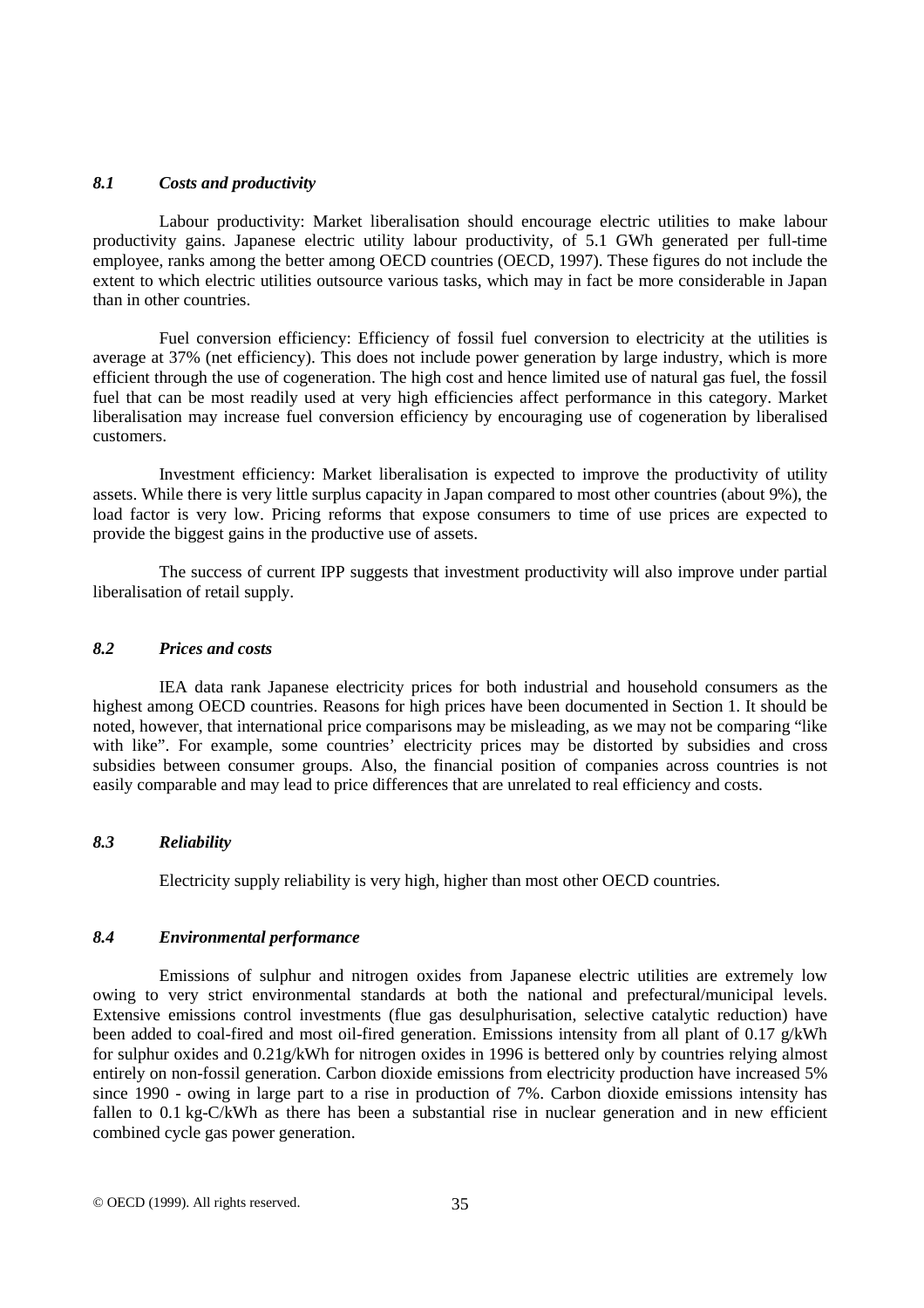### *8.1 Costs and productivity*

Labour productivity: Market liberalisation should encourage electric utilities to make labour productivity gains. Japanese electric utility labour productivity, of 5.1 GWh generated per full-time employee, ranks among the better among OECD countries (OECD, 1997). These figures do not include the extent to which electric utilities outsource various tasks, which may in fact be more considerable in Japan than in other countries.

Fuel conversion efficiency: Efficiency of fossil fuel conversion to electricity at the utilities is average at 37% (net efficiency). This does not include power generation by large industry, which is more efficient through the use of cogeneration. The high cost and hence limited use of natural gas fuel, the fossil fuel that can be most readily used at very high efficiencies affect performance in this category. Market liberalisation may increase fuel conversion efficiency by encouraging use of cogeneration by liberalised customers.

Investment efficiency: Market liberalisation is expected to improve the productivity of utility assets. While there is very little surplus capacity in Japan compared to most other countries (about 9%), the load factor is very low. Pricing reforms that expose consumers to time of use prices are expected to provide the biggest gains in the productive use of assets.

The success of current IPP suggests that investment productivity will also improve under partial liberalisation of retail supply.

### *8.2 Prices and costs*

IEA data rank Japanese electricity prices for both industrial and household consumers as the highest among OECD countries. Reasons for high prices have been documented in Section 1. It should be noted, however, that international price comparisons may be misleading, as we may not be comparing "like with like". For example, some countries' electricity prices may be distorted by subsidies and cross subsidies between consumer groups. Also, the financial position of companies across countries is not easily comparable and may lead to price differences that are unrelated to real efficiency and costs.

### *8.3 Reliability*

Electricity supply reliability is very high, higher than most other OECD countries.

### *8.4 Environmental performance*

Emissions of sulphur and nitrogen oxides from Japanese electric utilities are extremely low owing to very strict environmental standards at both the national and prefectural/municipal levels. Extensive emissions control investments (flue gas desulphurisation, selective catalytic reduction) have been added to coal-fired and most oil-fired generation. Emissions intensity from all plant of 0.17 g/kWh for sulphur oxides and 0.21g/kWh for nitrogen oxides in 1996 is bettered only by countries relying almost entirely on non-fossil generation. Carbon dioxide emissions from electricity production have increased 5% since 1990 - owing in large part to a rise in production of 7%. Carbon dioxide emissions intensity has fallen to 0.1 kg-C/kWh as there has been a substantial rise in nuclear generation and in new efficient combined cycle gas power generation.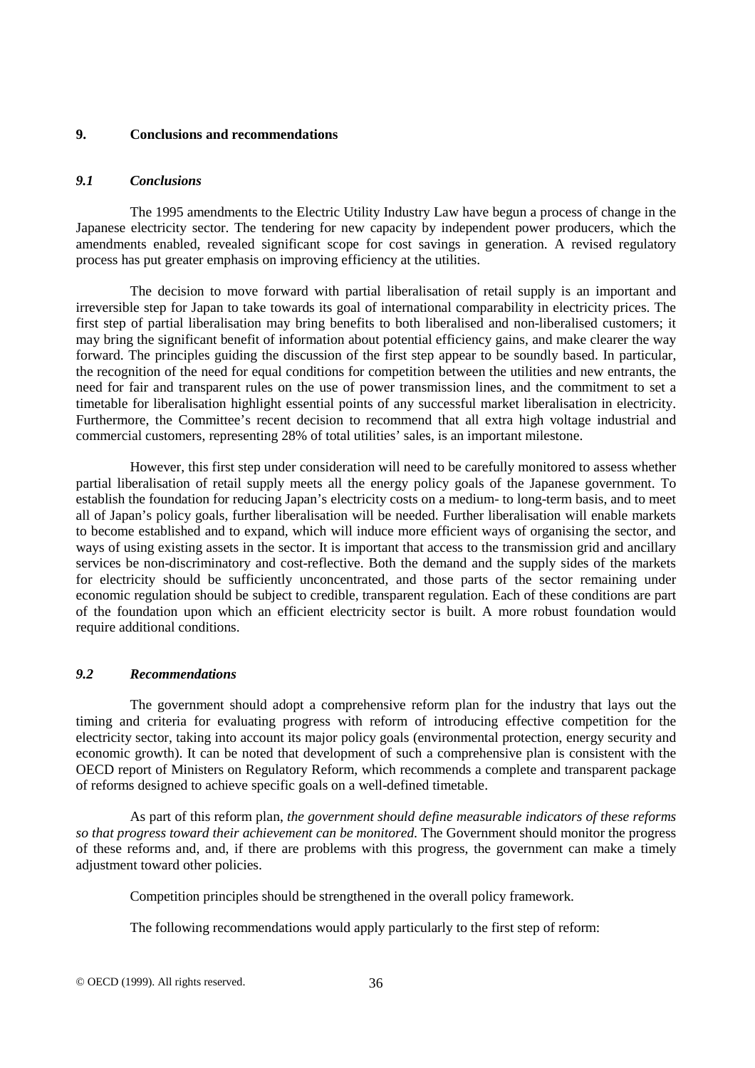## 9. Conclusions and recommendations

### *9.1 Conclusions*

The 1995 amendments to the Electric Utility Industry Law have begun a process of change in the Japanese electricity sector. The tendering for new capacity by independent power producers, which the amendments enabled, revealed significant scope for cost savings in generation. A revised regulatory process has put greater emphasis on improving efficiency at the utilities.

The decision to move forward with partial liberalisation of retail supply is an important and irreversible step for Japan to take towards its goal of international comparability in electricity prices. The first step of partial liberalisation may bring benefits to both liberalised and non-liberalised customers; it may bring the significant benefit of information about potential efficiency gains, and make clearer the way forward. The principles guiding the discussion of the first step appear to be soundly based. In particular, the recognition of the need for equal conditions for competition between the utilities and new entrants, the need for fair and transparent rules on the use of power transmission lines, and the commitment to set a timetable for liberalisation highlight essential points of any successful market liberalisation in electricity. Furthermore, the Committee's recent decision to recommend that all extra high voltage industrial and commercial customers, representing 28% of total utilities' sales, is an important milestone.

However, this first step under consideration will need to be carefully monitored to assess whether partial liberalisation of retail supply meets all the energy policy goals of the Japanese government. To establish the foundation for reducing Japan's electricity costs on a medium- to long-term basis, and to meet all of Japan's policy goals, further liberalisation will be needed. Further liberalisation will enable markets to become established and to expand, which will induce more efficient ways of organising the sector, and ways of using existing assets in the sector. It is important that access to the transmission grid and ancillary services be non-discriminatory and cost-reflective. Both the demand and the supply sides of the markets for electricity should be sufficiently unconcentrated, and those parts of the sector remaining under economic regulation should be subject to credible, transparent regulation. Each of these conditions are part of the foundation upon which an efficient electricity sector is built. A more robust foundation would require additional conditions.

### *9.2 Recommendations*

The government should adopt a comprehensive reform plan for the industry that lays out the timing and criteria for evaluating progress with reform of introducing effective competition for the electricity sector, taking into account its major policy goals (environmental protection, energy security and economic growth). It can be noted that development of such a comprehensive plan is consistent with the OECD report of Ministers on Regulatory Reform, which recommends a complete and transparent package of reforms designed to achieve specific goals on a well-defined timetable.

As part of this reform plan, *the government should define measurable indicators of these reforms so that progress toward their achievement can be monitored*. The Government should monitor the progress of these reforms and, and, if there are problems with this progress, the government can make a timely adjustment toward other policies.

Competition principles should be strengthened in the overall policy framework.

The following recommendations would apply particularly to the first step of reform: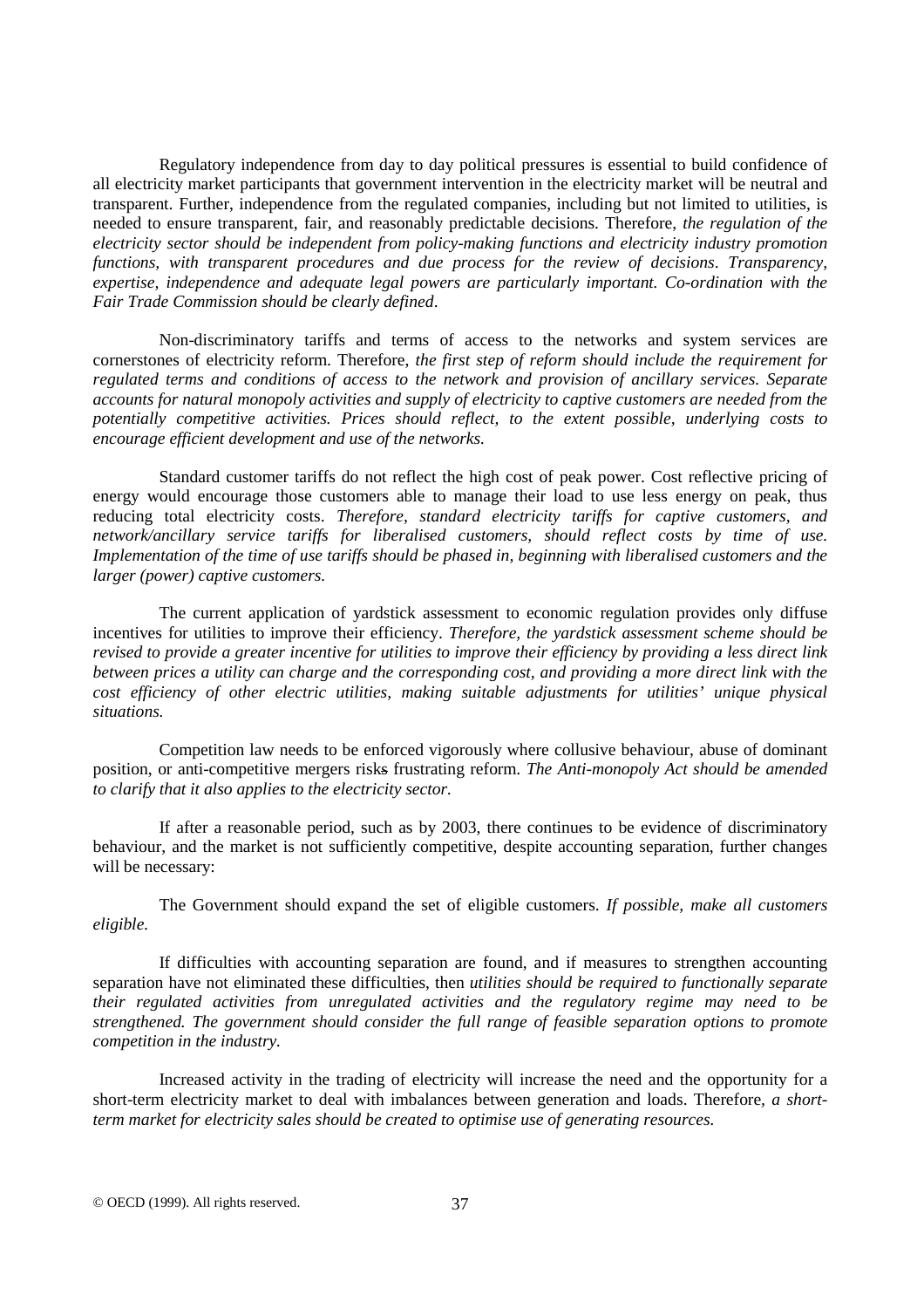Regulatory independence from day to day political pressures is essential to build confidence of all electricity market participants that government intervention in the electricity market will be neutral and transparent. Further, independence from the regulated companies, including but not limited to utilities, is needed to ensure transparent, fair, and reasonably predictable decisions. Therefore, *the regulation of the electricity sector should be independent from policy-making functions and electricity industry promotion functions, with transparent procedures and due process for the review of decisions. Transparency, expertise, independence and adequate legal powers are particularly important. Co-ordination with the Fair Trade Commission should be clearly defined*.

Non-discriminatory tariffs and terms of access to the networks and system services are cornerstones of electricity reform. Therefore, *the first step of reform should include the requirement for regulated terms and conditions of access to the network and provision of ancillary services. Separate accounts for natural monopoly activities and supply of electricity to captive customers are needed from the potentially competitive activities. Prices should reflect, to the extent possible, underlying costs to encourage efficient development and use of the networks.*

Standard customer tariffs do not reflect the high cost of peak power. Cost reflective pricing of energy would encourage those customers able to manage their load to use less energy on peak, thus reducing total electricity costs. *Therefore, standard electricity tariffs for captive customers, and network/ancillary service tariffs for liberalised customers, should reflect costs by time of use. Implementation of the time of use tariffs should be phased in, beginning with liberalised customers and the larger (power) captive customers.*

The current application of yardstick assessment to economic regulation provides only diffuse incentives for utilities to improve their efficiency. *Therefore, the yardstick assessment scheme should be revised to provide a greater incentive for utilities to improve their efficiency by providing a less direct link between prices a utility can charge and the corresponding cost, and providing a more direct link with the cost efficiency of other electric utilities, making suitable adjustments for utilities' unique physical situations.*

Competition law needs to be enforced vigorously where collusive behaviour, abuse of dominant position, or anti-competitive mergers risks frustrating reform. *The Anti-monopoly Act should be amended to clarify that it also applies to the electricity sector.*

If after a reasonable period, such as by 2003, there continues to be evidence of discriminatory behaviour, and the market is not sufficiently competitive, despite accounting separation, further changes will be necessary:

The Government should expand the set of eligible customers. *If possible, make all customers eligible.*

If difficulties with accounting separation are found, and if measures to strengthen accounting separation have not eliminated these difficulties, then *utilities should be required to functionally separate their regulated activities from unregulated activities and the regulatory regime may need to be strengthened. The government should consider the full range of feasible separation options to promote competition in the industry.*

Increased activity in the trading of electricity will increase the need and the opportunity for a short-term electricity market to deal with imbalances between generation and loads. Therefore, *a short-term market for electricity sales should be created to optimise use of generating resources.*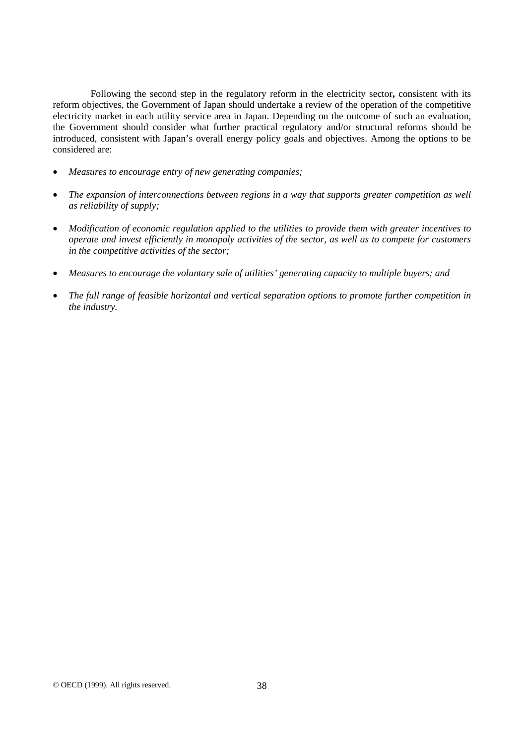Following the second step in the regulatory reform in the electricity sector**,** consistent with its reform objectives, the Government of Japan should undertake a review of the operation of the competitive electricity market in each utility service area in Japan. Depending on the outcome of such an evaluation, the Government should consider what further practical regulatory and/or structural reforms should be introduced, consistent with Japan's overall energy policy goals and objectives. Among the options to be considered are:

- *Measures to encourage entry of new generating companies;*
- *The expansion of interconnections between regions in a way that supports greater competition as well as reliability of supply;*
- *Modification of economic regulation applied to the utilities to provide them with greater incentives to operate and invest efficiently in monopoly activities of the sector, as well as to compete for customers in the competitive activities of the sector;*
- *Measures to encourage the voluntary sale of utilities' generating capacity to multiple buyers; and*
- *The full range of feasible horizontal and vertical separation options to promote further competition in the industry.*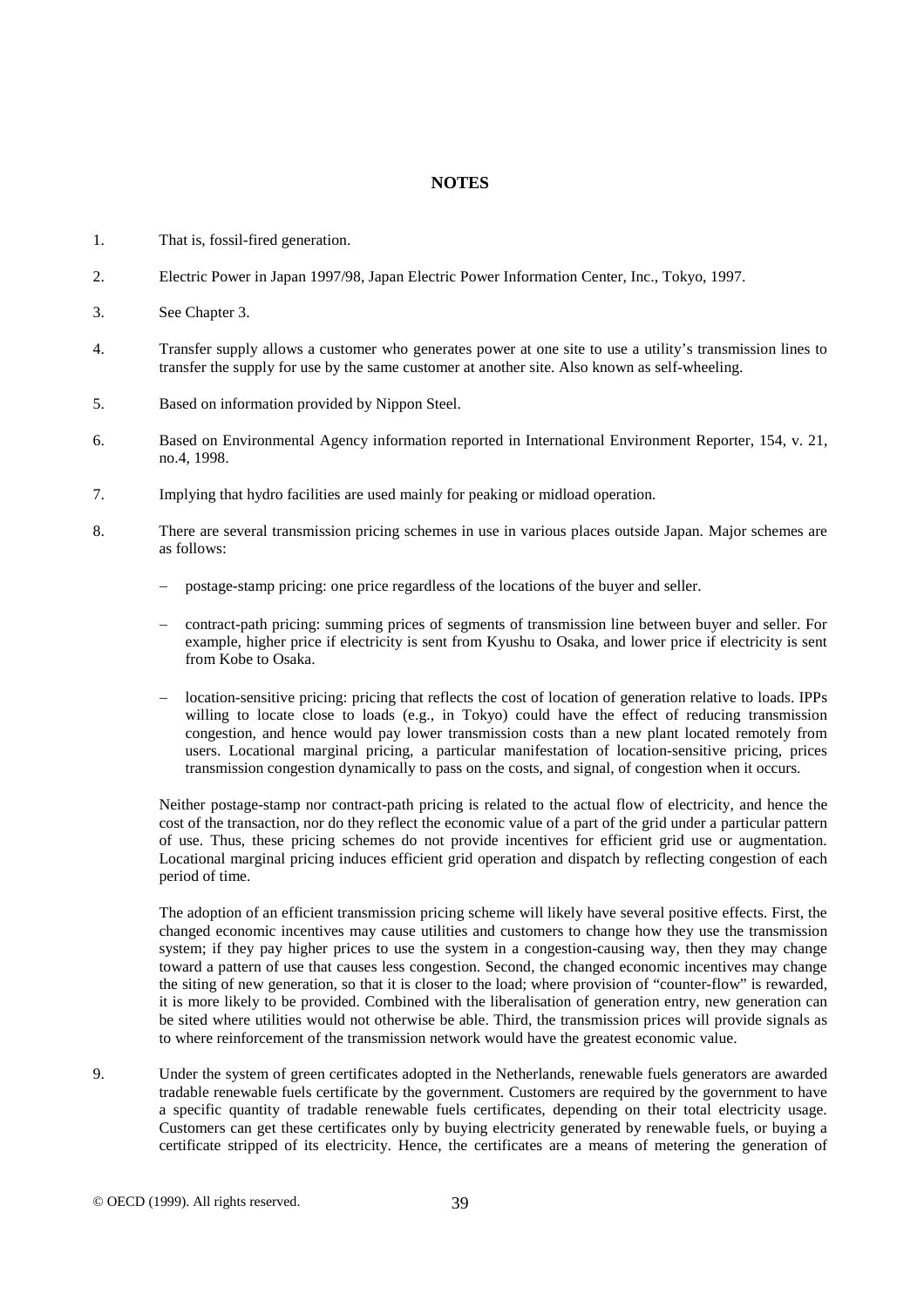## NOTES

1. That is, fossil-fired generation.

2. Electric Power in Japan 1997/98, Japan Electric Power Information Center, Inc., Tokyo, 1997.

3. See Chapter 3.

4. Transfer supply allows a customer who generates power at one site to use a utility's transmission lines to transfer the supply for use by the same customer at another site. Also known as self-wheeling.

5. Based on information provided by Nippon Steel.

6. Based on Environmental Agency information reported in International Environment Reporter, 154, v. 21, no.4, 1998.

7. Implying that hydro facilities are used mainly for peaking or midload operation.

8. There are several transmission pricing schemes in use in various places outside Japan. Major schemes are as follows:

   - postage-stamp pricing: one price regardless of the locations of the buyer and seller.
   - contract-path pricing: summing prices of segments of transmission line between buyer and seller. For example, higher price if electricity is sent from Kyushu to Osaka, and lower price if electricity is sent from Kobe to Osaka.
   - location-sensitive pricing: pricing that reflects the cost of location of generation relative to loads. IPPs willing to locate close to loads (e.g., in Tokyo) could have the effect of reducing transmission congestion, and hence would pay lower transmission costs than a new plant located remotely from users. Locational marginal pricing, a particular manifestation of location-sensitive pricing, prices transmission congestion dynamically to pass on the costs, and signal, of congestion when it occurs.

   Neither postage-stamp nor contract-path pricing is related to the actual flow of electricity, and hence the cost of the transaction, nor do they reflect the economic value of a part of the grid under a particular pattern of use. Thus, these pricing schemes do not provide incentives for efficient grid use or augmentation. Locational marginal pricing induces efficient grid operation and dispatch by reflecting congestion of each period of time.

   The adoption of an efficient transmission pricing scheme will likely have several positive effects. First, the changed economic incentives may cause utilities and customers to change how they use the transmission system; if they pay higher prices to use the system in a congestion-causing way, then they may change toward a pattern of use that causes less congestion. Second, the changed economic incentives may change the siting of new generation, so that it is closer to the load; where provision of "counter-flow" is rewarded, it is more likely to be provided. Combined with the liberalisation of generation entry, new generation can be sited where utilities would not otherwise be able. Third, the transmission prices will provide signals as to where reinforcement of the transmission network would have the greatest economic value.

9. Under the system of green certificates adopted in the Netherlands, renewable fuels generators are awarded tradable renewable fuels certificate by the government. Customers are required by the government to have a specific quantity of tradable renewable fuels certificates, depending on their total electricity usage. Customers can get these certificates only by buying electricity generated by renewable fuels, or buying a certificate stripped of its electricity. Hence, the certificates are a means of metering the generation of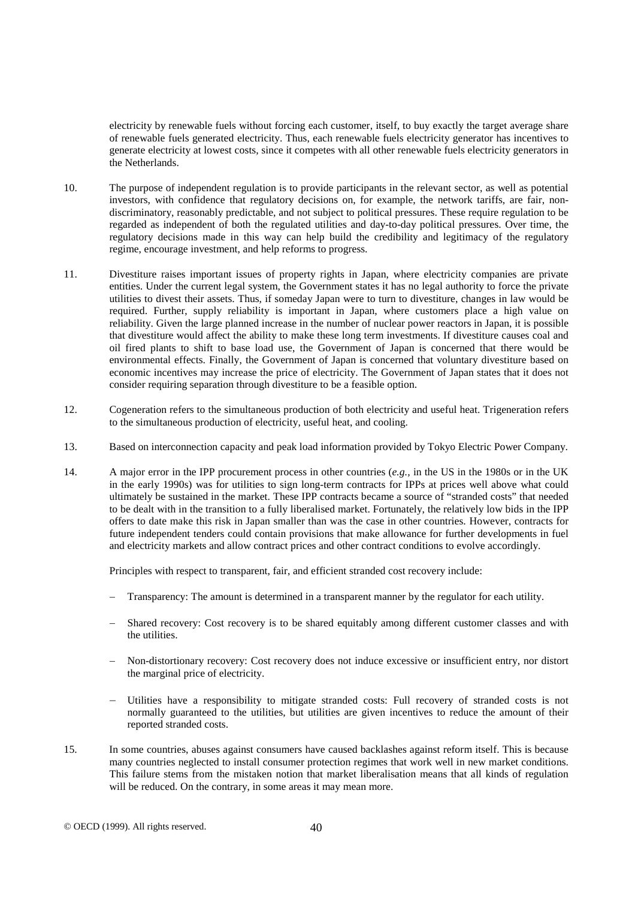electricity by renewable fuels without forcing each customer, itself, to buy exactly the target average share of renewable fuels generated electricity. Thus, each renewable fuels electricity generator has incentives to generate electricity at lowest costs, since it competes with all other renewable fuels electricity generators in the Netherlands.

10. The purpose of independent regulation is to provide participants in the relevant sector, as well as potential investors, with confidence that regulatory decisions on, for example, the network tariffs, are fair, non-discriminatory, reasonably predictable, and not subject to political pressures. These require regulation to be regarded as independent of both the regulated utilities and day-to-day political pressures. Over time, the regulatory decisions made in this way can help build the credibility and legitimacy of the regulatory regime, encourage investment, and help reforms to progress.

11. Divestiture raises important issues of property rights in Japan, where electricity companies are private entities. Under the current legal system, the Government states it has no legal authority to force the private utilities to divest their assets. Thus, if someday Japan were to turn to divestiture, changes in law would be required. Further, supply reliability is important in Japan, where customers place a high value on reliability. Given the large planned increase in the number of nuclear power reactors in Japan, it is possible that divestiture would affect the ability to make these long term investments. If divestiture causes coal and oil fired plants to shift to base load use, the Government of Japan is concerned that there would be environmental effects. Finally, the Government of Japan is concerned that voluntary divestiture based on economic incentives may increase the price of electricity. The Government of Japan states that it does not consider requiring separation through divestiture to be a feasible option.

12. Cogeneration refers to the simultaneous production of both electricity and useful heat. Trigeneration refers to the simultaneous production of electricity, useful heat, and cooling.

13. Based on interconnection capacity and peak load information provided by Tokyo Electric Power Company.

14. A major error in the IPP procurement process in other countries (*e.g.,* in the US in the 1980s or in the UK in the early 1990s) was for utilities to sign long-term contracts for IPPs at prices well above what could ultimately be sustained in the market. These IPP contracts became a source of "stranded costs" that needed to be dealt with in the transition to a fully liberalised market. Fortunately, the relatively low bids in the IPP offers to date make this risk in Japan smaller than was the case in other countries. However, contracts for future independent tenders could contain provisions that make allowance for further developments in fuel and electricity markets and allow contract prices and other contract conditions to evolve accordingly.

    Principles with respect to transparent, fair, and efficient stranded cost recovery include:

    - Transparency: The amount is determined in a transparent manner by the regulator for each utility.
    - Shared recovery: Cost recovery is to be shared equitably among different customer classes and with the utilities.
    - Non-distortionary recovery: Cost recovery does not induce excessive or insufficient entry, nor distort the marginal price of electricity.
    - Utilities have a responsibility to mitigate stranded costs: Full recovery of stranded costs is not normally guaranteed to the utilities, but utilities are given incentives to reduce the amount of their reported stranded costs.

15. In some countries, abuses against consumers have caused backlashes against reform itself. This is because many countries neglected to install consumer protection regimes that work well in new market conditions. This failure stems from the mistaken notion that market liberalisation means that all kinds of regulation will be reduced. On the contrary, in some areas it may mean more.

© OECD (1999). All rights reserved.